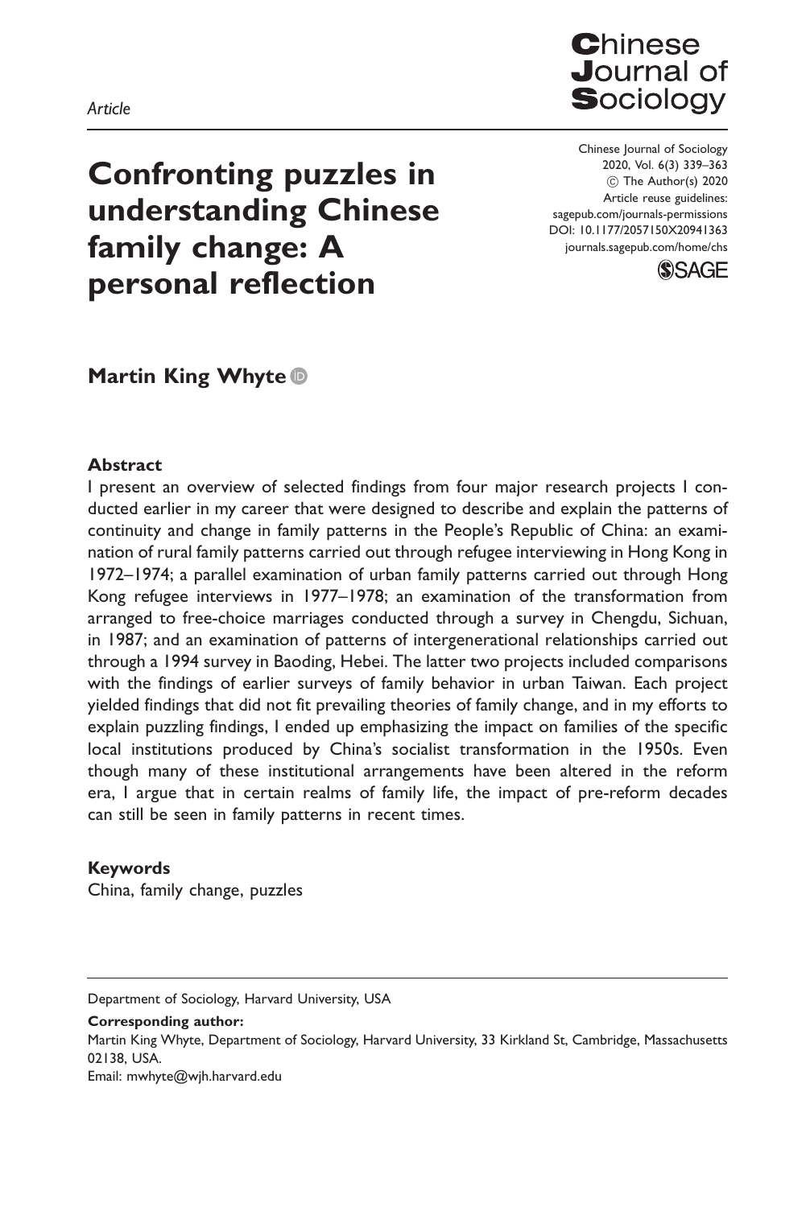*Article*

# Confronting puzzles in understanding Chinese family change: A personal reflection

**Martin King Whyte**

### Abstract

I present an overview of selected findings from four major research projects I conducted earlier in my career that were designed to describe and explain the patterns of continuity and change in family patterns in the People's Republic of China: an examination of rural family patterns carried out through refugee interviewing in Hong Kong in 1972–1974; a parallel examination of urban family patterns carried out through Hong Kong refugee interviews in 1977–1978; an examination of the transformation from arranged to free-choice marriages conducted through a survey in Chengdu, Sichuan, in 1987; and an examination of patterns of intergenerational relationships carried out through a 1994 survey in Baoding, Hebei. The latter two projects included comparisons with the findings of earlier surveys of family behavior in urban Taiwan. Each project yielded findings that did not fit prevailing theories of family change, and in my efforts to explain puzzling findings, I ended up emphasizing the impact on families of the specific local institutions produced by China's socialist transformation in the 1950s. Even though many of these institutional arrangements have been altered in the reform era, I argue that in certain realms of family life, the impact of pre-reform decades can still be seen in family patterns in recent times.

### Keywords

China, family change, puzzles

Department of Sociology, Harvard University, USA

**Corresponding author:**
Martin King Whyte, Department of Sociology, Harvard University, 33 Kirkland St, Cambridge, Massachusetts 02138, USA.
Email: mwhyte@wjh.harvard.edu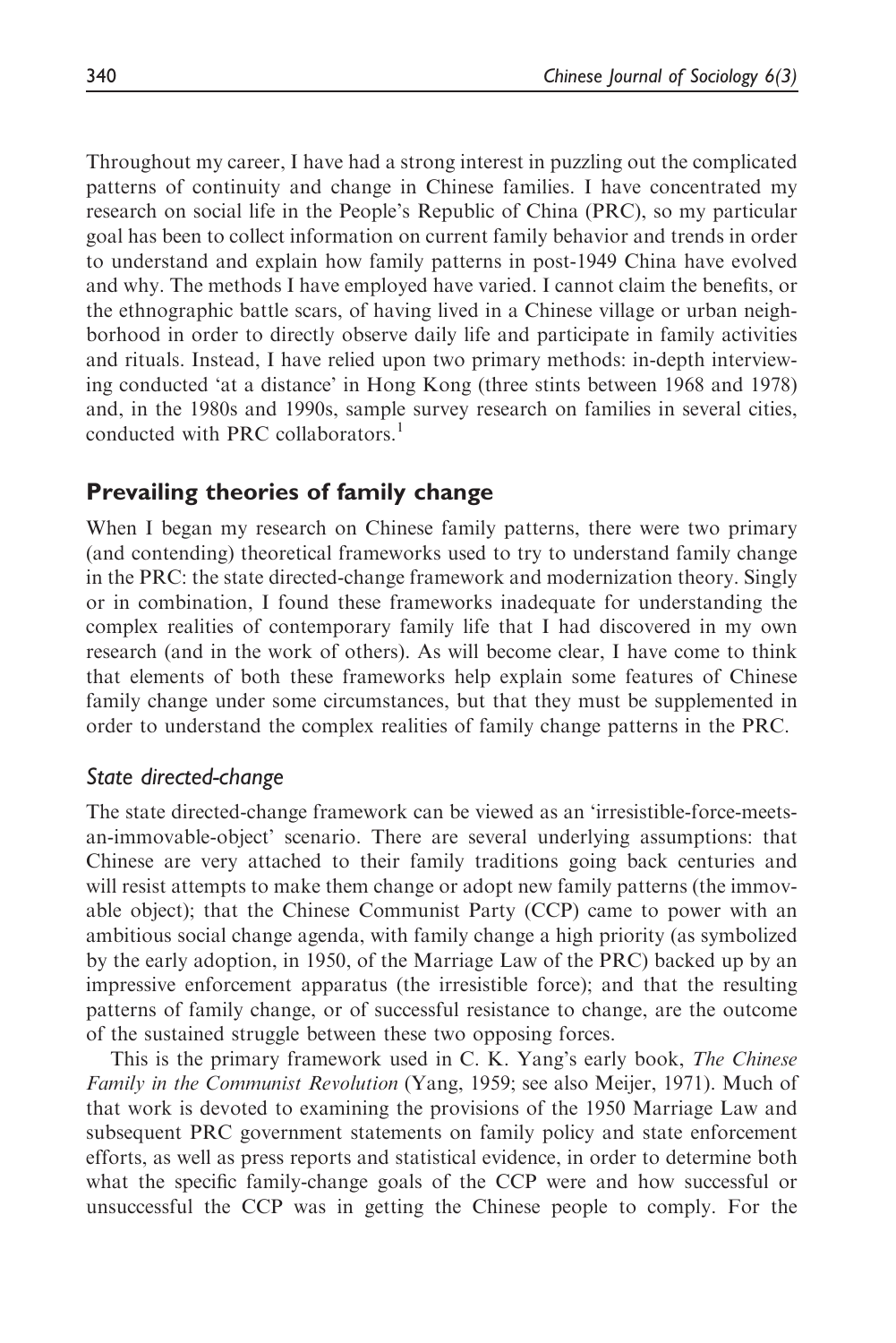Throughout my career, I have had a strong interest in puzzling out the complicated patterns of continuity and change in Chinese families. I have concentrated my research on social life in the People's Republic of China (PRC), so my particular goal has been to collect information on current family behavior and trends in order to understand and explain how family patterns in post-1949 China have evolved and why. The methods I have employed have varied. I cannot claim the benefits, or the ethnographic battle scars, of having lived in a Chinese village or urban neighborhood in order to directly observe daily life and participate in family activities and rituals. Instead, I have relied upon two primary methods: in-depth interviewing conducted 'at a distance' in Hong Kong (three stints between 1968 and 1978) and, in the 1980s and 1990s, sample survey research on families in several cities, conducted with PRC collaborators.[1]

## Prevailing theories of family change

When I began my research on Chinese family patterns, there were two primary (and contending) theoretical frameworks used to try to understand family change in the PRC: the state directed-change framework and modernization theory. Singly or in combination, I found these frameworks inadequate for understanding the complex realities of contemporary family life that I had discovered in my own research (and in the work of others). As will become clear, I have come to think that elements of both these frameworks help explain some features of Chinese family change under some circumstances, but that they must be supplemented in order to understand the complex realities of family change patterns in the PRC.

### *State directed-change*

The state directed-change framework can be viewed as an 'irresistible-force-meets-an-immovable-object' scenario. There are several underlying assumptions: that Chinese are very attached to their family traditions going back centuries and will resist attempts to make them change or adopt new family patterns (the immovable object); that the Chinese Communist Party (CCP) came to power with an ambitious social change agenda, with family change a high priority (as symbolized by the early adoption, in 1950, of the Marriage Law of the PRC) backed up by an impressive enforcement apparatus (the irresistible force); and that the resulting patterns of family change, or of successful resistance to change, are the outcome of the sustained struggle between these two opposing forces.

This is the primary framework used in C. K. Yang's early book, *The Chinese Family in the Communist Revolution* (Yang, 1959; see also Meijer, 1971). Much of that work is devoted to examining the provisions of the 1950 Marriage Law and subsequent PRC government statements on family policy and state enforcement efforts, as well as press reports and statistical evidence, in order to determine both what the specific family-change goals of the CCP were and how successful or unsuccessful the CCP was in getting the Chinese people to comply. For the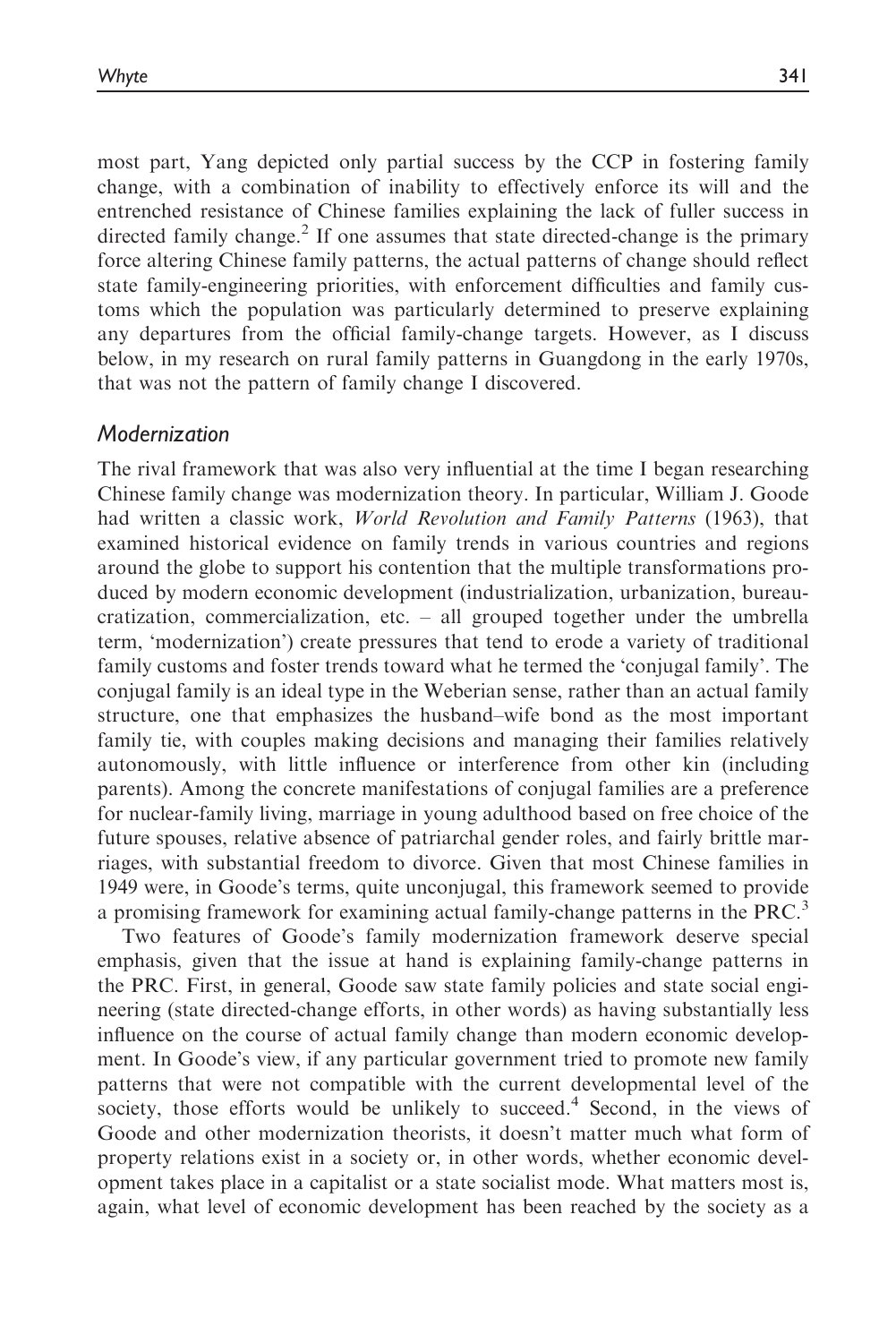most part, Yang depicted only partial success by the CCP in fostering family change, with a combination of inability to effectively enforce its will and the entrenched resistance of Chinese families explaining the lack of fuller success in directed family change.[2] If one assumes that state directed-change is the primary force altering Chinese family patterns, the actual patterns of change should reflect state family-engineering priorities, with enforcement difficulties and family customs which the population was particularly determined to preserve explaining any departures from the official family-change targets. However, as I discuss below, in my research on rural family patterns in Guangdong in the early 1970s, that was not the pattern of family change I discovered.

### *Modernization*

The rival framework that was also very influential at the time I began researching Chinese family change was modernization theory. In particular, William J. Goode had written a classic work, *World Revolution and Family Patterns* (1963), that examined historical evidence on family trends in various countries and regions around the globe to support his contention that the multiple transformations produced by modern economic development (industrialization, urbanization, bureaucratization, commercialization, etc. – all grouped together under the umbrella term, 'modernization') create pressures that tend to erode a variety of traditional family customs and foster trends toward what he termed the 'conjugal family'. The conjugal family is an ideal type in the Weberian sense, rather than an actual family structure, one that emphasizes the husband–wife bond as the most important family tie, with couples making decisions and managing their families relatively autonomously, with little influence or interference from other kin (including parents). Among the concrete manifestations of conjugal families are a preference for nuclear-family living, marriage in young adulthood based on free choice of the future spouses, relative absence of patriarchal gender roles, and fairly brittle marriages, with substantial freedom to divorce. Given that most Chinese families in 1949 were, in Goode's terms, quite unconjugal, this framework seemed to provide a promising framework for examining actual family-change patterns in the PRC.[3]

Two features of Goode's family modernization framework deserve special emphasis, given that the issue at hand is explaining family-change patterns in the PRC. First, in general, Goode saw state family policies and state social engineering (state directed-change efforts, in other words) as having substantially less influence on the course of actual family change than modern economic development. In Goode's view, if any particular government tried to promote new family patterns that were not compatible with the current developmental level of the society, those efforts would be unlikely to succeed.[4] Second, in the views of Goode and other modernization theorists, it doesn't matter much what form of property relations exist in a society or, in other words, whether economic development takes place in a capitalist or a state socialist mode. What matters most is, again, what level of economic development has been reached by the society as a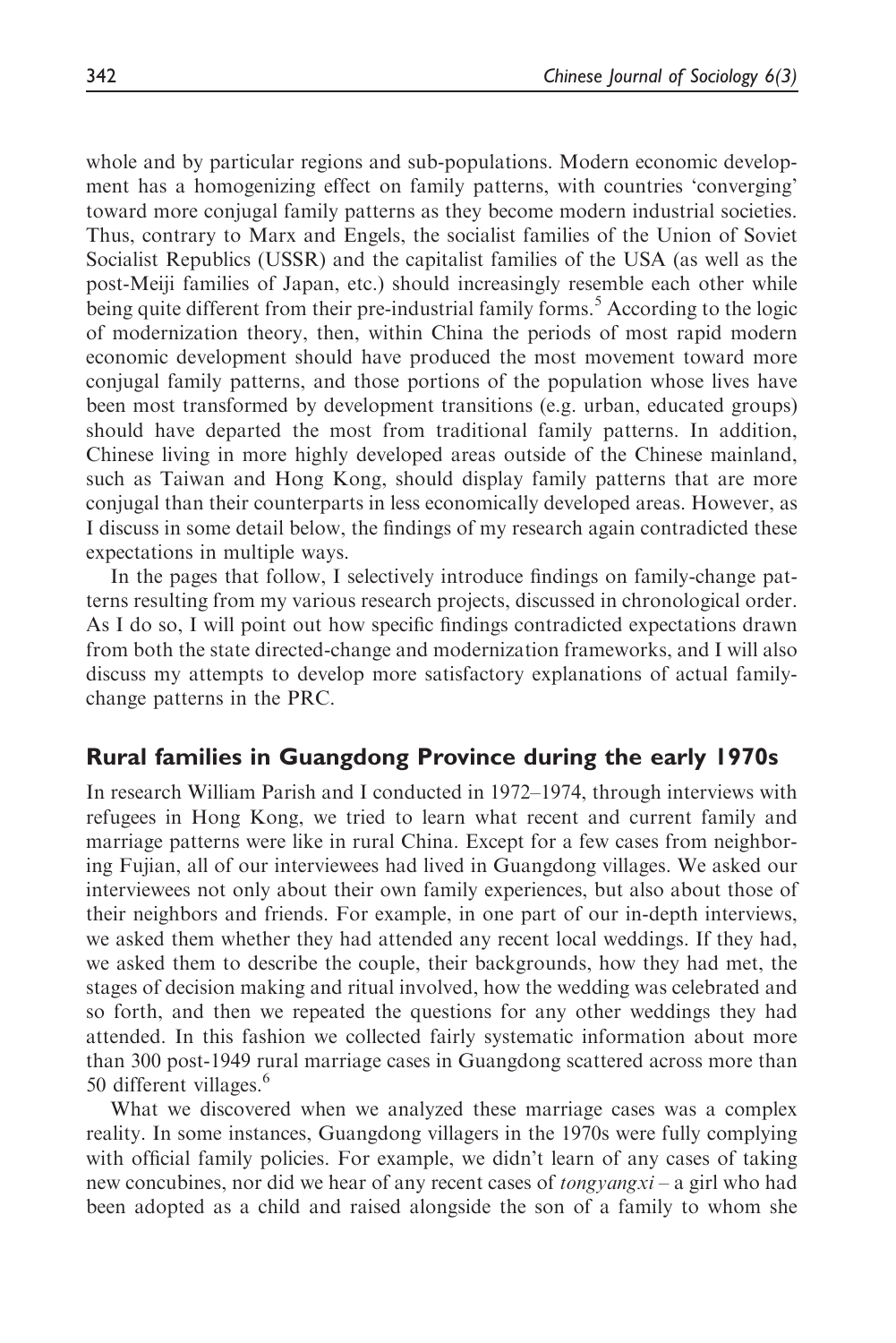whole and by particular regions and sub-populations. Modern economic development has a homogenizing effect on family patterns, with countries 'converging' toward more conjugal family patterns as they become modern industrial societies. Thus, contrary to Marx and Engels, the socialist families of the Union of Soviet Socialist Republics (USSR) and the capitalist families of the USA (as well as the post-Meiji families of Japan, etc.) should increasingly resemble each other while being quite different from their pre-industrial family forms.[5] According to the logic of modernization theory, then, within China the periods of most rapid modern economic development should have produced the most movement toward more conjugal family patterns, and those portions of the population whose lives have been most transformed by development transitions (e.g. urban, educated groups) should have departed the most from traditional family patterns. In addition, Chinese living in more highly developed areas outside of the Chinese mainland, such as Taiwan and Hong Kong, should display family patterns that are more conjugal than their counterparts in less economically developed areas. However, as I discuss in some detail below, the findings of my research again contradicted these expectations in multiple ways.

In the pages that follow, I selectively introduce findings on family-change patterns resulting from my various research projects, discussed in chronological order. As I do so, I will point out how specific findings contradicted expectations drawn from both the state directed-change and modernization frameworks, and I will also discuss my attempts to develop more satisfactory explanations of actual family-change patterns in the PRC.

## Rural families in Guangdong Province during the early 1970s

In research William Parish and I conducted in 1972–1974, through interviews with refugees in Hong Kong, we tried to learn what recent and current family and marriage patterns were like in rural China. Except for a few cases from neighboring Fujian, all of our interviewees had lived in Guangdong villages. We asked our interviewees not only about their own family experiences, but also about those of their neighbors and friends. For example, in one part of our in-depth interviews, we asked them whether they had attended any recent local weddings. If they had, we asked them to describe the couple, their backgrounds, how they had met, the stages of decision making and ritual involved, how the wedding was celebrated and so forth, and then we repeated the questions for any other weddings they had attended. In this fashion we collected fairly systematic information about more than 300 post-1949 rural marriage cases in Guangdong scattered across more than 50 different villages.[6]

What we discovered when we analyzed these marriage cases was a complex reality. In some instances, Guangdong villagers in the 1970s were fully complying with official family policies. For example, we didn't learn of any cases of taking new concubines, nor did we hear of any recent cases of *tongyangxi* – a girl who had been adopted as a child and raised alongside the son of a family to whom she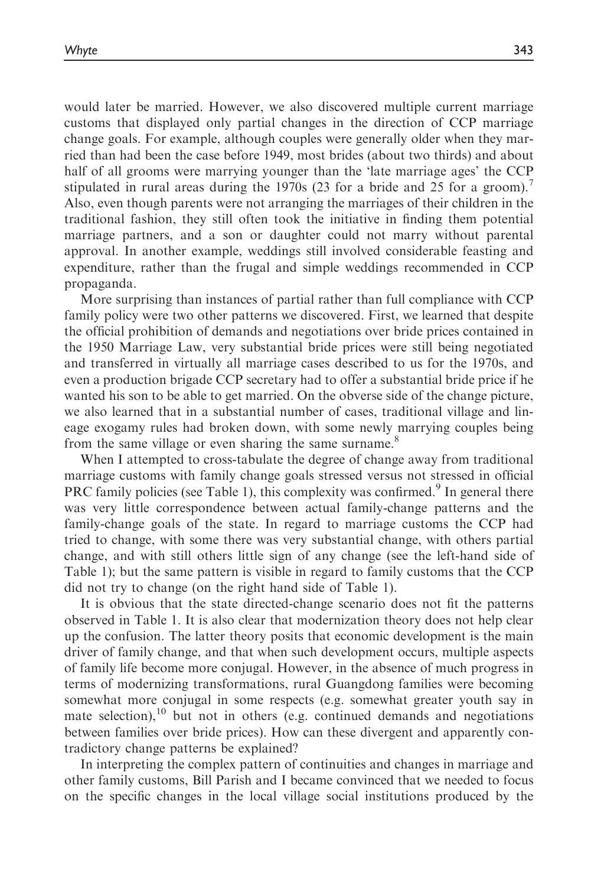would later be married. However, we also discovered multiple current marriage customs that displayed only partial changes in the direction of CCP marriage change goals. For example, although couples were generally older when they married than had been the case before 1949, most brides (about two thirds) and about half of all grooms were marrying younger than the 'late marriage ages' the CCP stipulated in rural areas during the 1970s (23 for a bride and 25 for a groom).[7] Also, even though parents were not arranging the marriages of their children in the traditional fashion, they still often took the initiative in finding them potential marriage partners, and a son or daughter could not marry without parental approval. In another example, weddings still involved considerable feasting and expenditure, rather than the frugal and simple weddings recommended in CCP propaganda.

More surprising than instances of partial rather than full compliance with CCP family policy were two other patterns we discovered. First, we learned that despite the official prohibition of demands and negotiations over bride prices contained in the 1950 Marriage Law, very substantial bride prices were still being negotiated and transferred in virtually all marriage cases described to us for the 1970s, and even a production brigade CCP secretary had to offer a substantial bride price if he wanted his son to be able to get married. On the obverse side of the change picture, we also learned that in a substantial number of cases, traditional village and lineage exogamy rules had broken down, with some newly marrying couples being from the same village or even sharing the same surname.[8]

When I attempted to cross-tabulate the degree of change away from traditional marriage customs with family change goals stressed versus not stressed in official PRC family policies (see Table 1), this complexity was confirmed.[9] In general there was very little correspondence between actual family-change patterns and the family-change goals of the state. In regard to marriage customs the CCP had tried to change, with some there was very substantial change, with others partial change, and with still others little sign of any change (see the left-hand side of Table 1); but the same pattern is visible in regard to family customs that the CCP did not try to change (on the right hand side of Table 1).

It is obvious that the state directed-change scenario does not fit the patterns observed in Table 1. It is also clear that modernization theory does not help clear up the confusion. The latter theory posits that economic development is the main driver of family change, and that when such development occurs, multiple aspects of family life become more conjugal. However, in the absence of much progress in terms of modernizing transformations, rural Guangdong families were becoming somewhat more conjugal in some respects (e.g. somewhat greater youth say in mate selection),[10] but not in others (e.g. continued demands and negotiations between families over bride prices). How can these divergent and apparently contradictory change patterns be explained?

In interpreting the complex pattern of continuities and changes in marriage and other family customs, Bill Parish and I became convinced that we needed to focus on the specific changes in the local village social institutions produced by the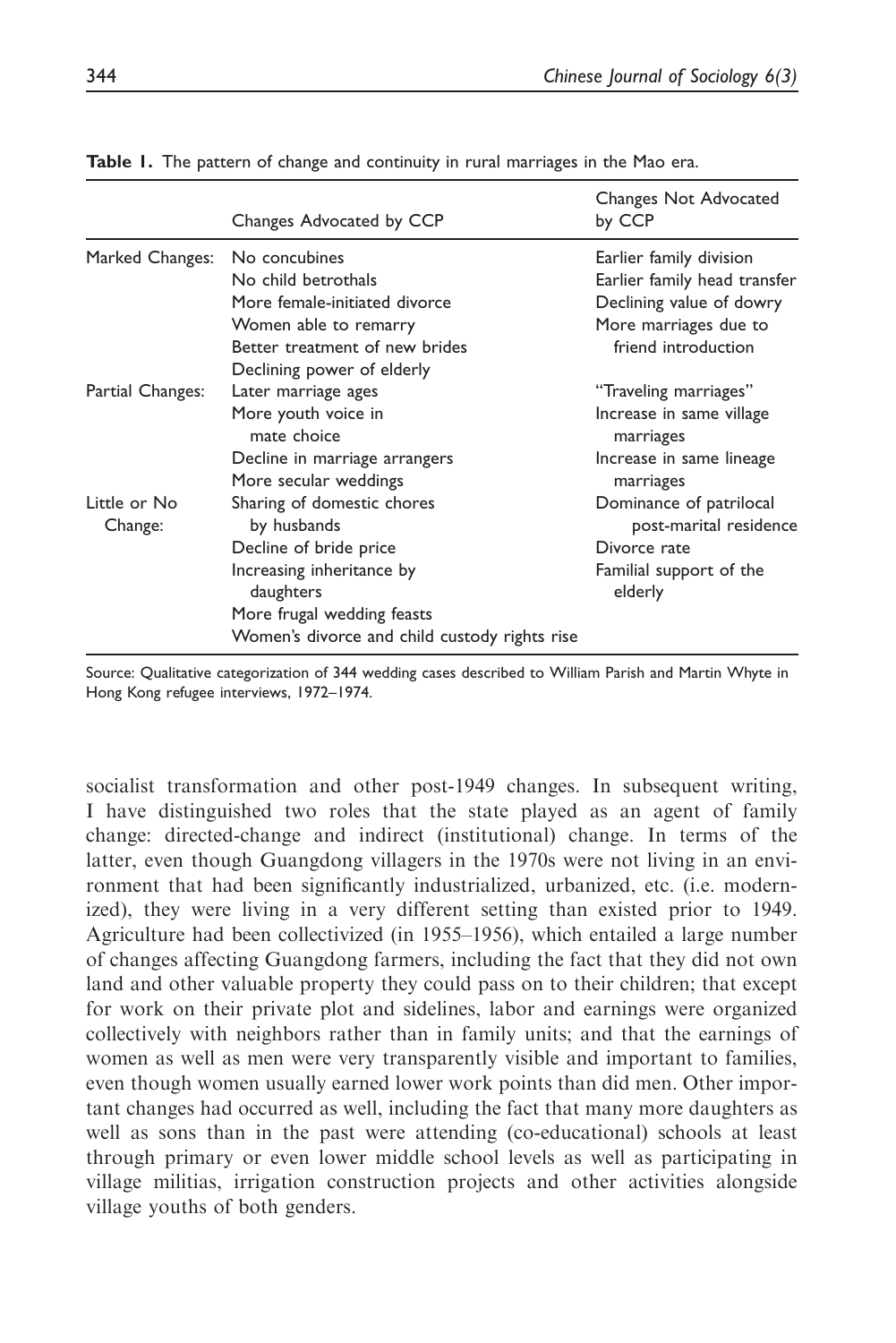**Table 1.** The pattern of change and continuity in rural marriages in the Mao era.

| | Changes Advocated by CCP | Changes Not Advocated by CCP |
|---|---|---|
| Marked Changes: | No concubines | Earlier family division |
| | No child betrothals | Earlier family head transfer |
| | More female-initiated divorce | Declining value of dowry |
| | Women able to remarry | More marriages due to friend introduction |
| | Better treatment of new brides | |
| | Declining power of elderly | |
| Partial Changes: | Later marriage ages | "Traveling marriages" |
| | More youth voice in mate choice | Increase in same village marriages |
| | Decline in marriage arrangers | Increase in same lineage marriages |
| | More secular weddings | |
| Little or No Change: | Sharing of domestic chores by husbands | Dominance of patrilocal post-marital residence |
| | Decline of bride price | Divorce rate |
| | Increasing inheritance by daughters | Familial support of the elderly |
| | More frugal wedding feasts | |
| | Women's divorce and child custody rights rise | |

Source: Qualitative categorization of 344 wedding cases described to William Parish and Martin Whyte in Hong Kong refugee interviews, 1972–1974.

socialist transformation and other post-1949 changes. In subsequent writing, I have distinguished two roles that the state played as an agent of family change: directed-change and indirect (institutional) change. In terms of the latter, even though Guangdong villagers in the 1970s were not living in an environment that had been significantly industrialized, urbanized, etc. (i.e. modernized), they were living in a very different setting than existed prior to 1949. Agriculture had been collectivized (in 1955–1956), which entailed a large number of changes affecting Guangdong farmers, including the fact that they did not own land and other valuable property they could pass on to their children; that except for work on their private plot and sidelines, labor and earnings were organized collectively with neighbors rather than in family units; and that the earnings of women as well as men were very transparently visible and important to families, even though women usually earned lower work points than did men. Other important changes had occurred as well, including the fact that many more daughters as well as sons than in the past were attending (co-educational) schools at least through primary or even lower middle school levels as well as participating in village militias, irrigation construction projects and other activities alongside village youths of both genders.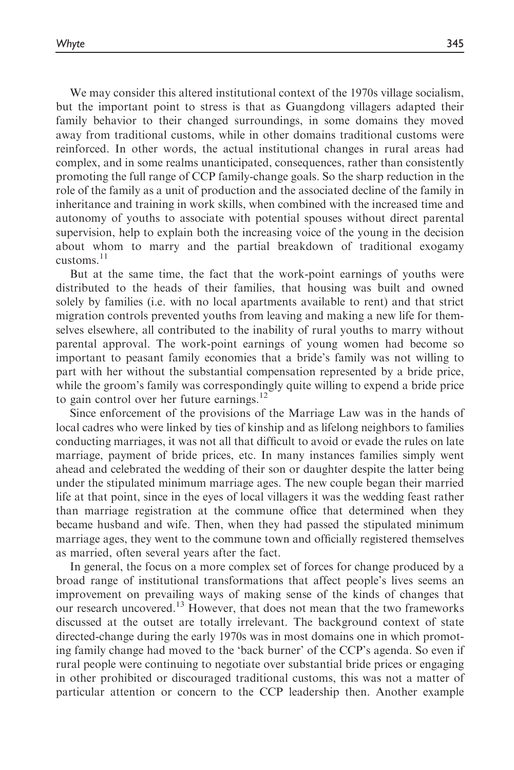We may consider this altered institutional context of the 1970s village socialism, but the important point to stress is that as Guangdong villagers adapted their family behavior to their changed surroundings, in some domains they moved away from traditional customs, while in other domains traditional customs were reinforced. In other words, the actual institutional changes in rural areas had complex, and in some realms unanticipated, consequences, rather than consistently promoting the full range of CCP family-change goals. So the sharp reduction in the role of the family as a unit of production and the associated decline of the family in inheritance and training in work skills, when combined with the increased time and autonomy of youths to associate with potential spouses without direct parental supervision, help to explain both the increasing voice of the young in the decision about whom to marry and the partial breakdown of traditional exogamy customs.[11]

But at the same time, the fact that the work-point earnings of youths were distributed to the heads of their families, that housing was built and owned solely by families (i.e. with no local apartments available to rent) and that strict migration controls prevented youths from leaving and making a new life for themselves elsewhere, all contributed to the inability of rural youths to marry without parental approval. The work-point earnings of young women had become so important to peasant family economies that a bride's family was not willing to part with her without the substantial compensation represented by a bride price, while the groom's family was correspondingly quite willing to expend a bride price to gain control over her future earnings.[12]

Since enforcement of the provisions of the Marriage Law was in the hands of local cadres who were linked by ties of kinship and as lifelong neighbors to families conducting marriages, it was not all that difficult to avoid or evade the rules on late marriage, payment of bride prices, etc. In many instances families simply went ahead and celebrated the wedding of their son or daughter despite the latter being under the stipulated minimum marriage ages. The new couple began their married life at that point, since in the eyes of local villagers it was the wedding feast rather than marriage registration at the commune office that determined when they became husband and wife. Then, when they had passed the stipulated minimum marriage ages, they went to the commune town and officially registered themselves as married, often several years after the fact.

In general, the focus on a more complex set of forces for change produced by a broad range of institutional transformations that affect people's lives seems an improvement on prevailing ways of making sense of the kinds of changes that our research uncovered.[13] However, that does not mean that the two frameworks discussed at the outset are totally irrelevant. The background context of state directed-change during the early 1970s was in most domains one in which promoting family change had moved to the 'back burner' of the CCP's agenda. So even if rural people were continuing to negotiate over substantial bride prices or engaging in other prohibited or discouraged traditional customs, this was not a matter of particular attention or concern to the CCP leadership then. Another example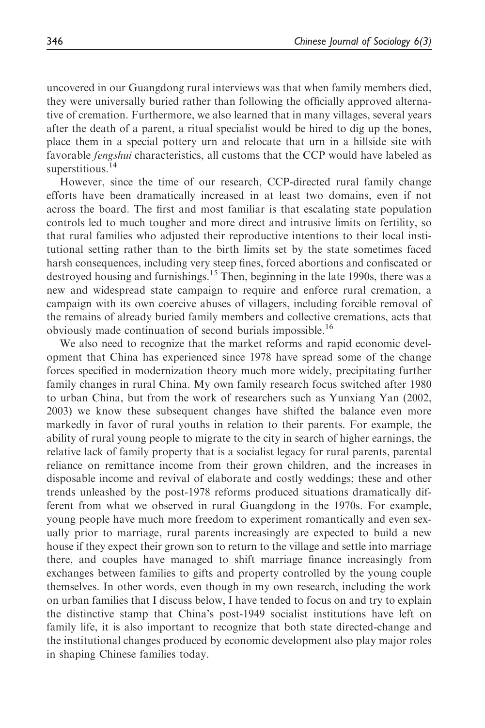uncovered in our Guangdong rural interviews was that when family members died, they were universally buried rather than following the officially approved alternative of cremation. Furthermore, we also learned that in many villages, several years after the death of a parent, a ritual specialist would be hired to dig up the bones, place them in a special pottery urn and relocate that urn in a hillside site with favorable *fengshui* characteristics, all customs that the CCP would have labeled as superstitious.[14]

However, since the time of our research, CCP-directed rural family change efforts have been dramatically increased in at least two domains, even if not across the board. The first and most familiar is that escalating state population controls led to much tougher and more direct and intrusive limits on fertility, so that rural families who adjusted their reproductive intentions to their local institutional setting rather than to the birth limits set by the state sometimes faced harsh consequences, including very steep fines, forced abortions and confiscated or destroyed housing and furnishings.[15] Then, beginning in the late 1990s, there was a new and widespread state campaign to require and enforce rural cremation, a campaign with its own coercive abuses of villagers, including forcible removal of the remains of already buried family members and collective cremations, acts that obviously made continuation of second burials impossible.[16]

We also need to recognize that the market reforms and rapid economic development that China has experienced since 1978 have spread some of the change forces specified in modernization theory much more widely, precipitating further family changes in rural China. My own family research focus switched after 1980 to urban China, but from the work of researchers such as Yunxiang Yan (2002, 2003) we know these subsequent changes have shifted the balance even more markedly in favor of rural youths in relation to their parents. For example, the ability of rural young people to migrate to the city in search of higher earnings, the relative lack of family property that is a socialist legacy for rural parents, parental reliance on remittance income from their grown children, and the increases in disposable income and revival of elaborate and costly weddings; these and other trends unleashed by the post-1978 reforms produced situations dramatically different from what we observed in rural Guangdong in the 1970s. For example, young people have much more freedom to experiment romantically and even sexually prior to marriage, rural parents increasingly are expected to build a new house if they expect their grown son to return to the village and settle into marriage there, and couples have managed to shift marriage finance increasingly from exchanges between families to gifts and property controlled by the young couple themselves. In other words, even though in my own research, including the work on urban families that I discuss below, I have tended to focus on and try to explain the distinctive stamp that China's post-1949 socialist institutions have left on family life, it is also important to recognize that both state directed-change and the institutional changes produced by economic development also play major roles in shaping Chinese families today.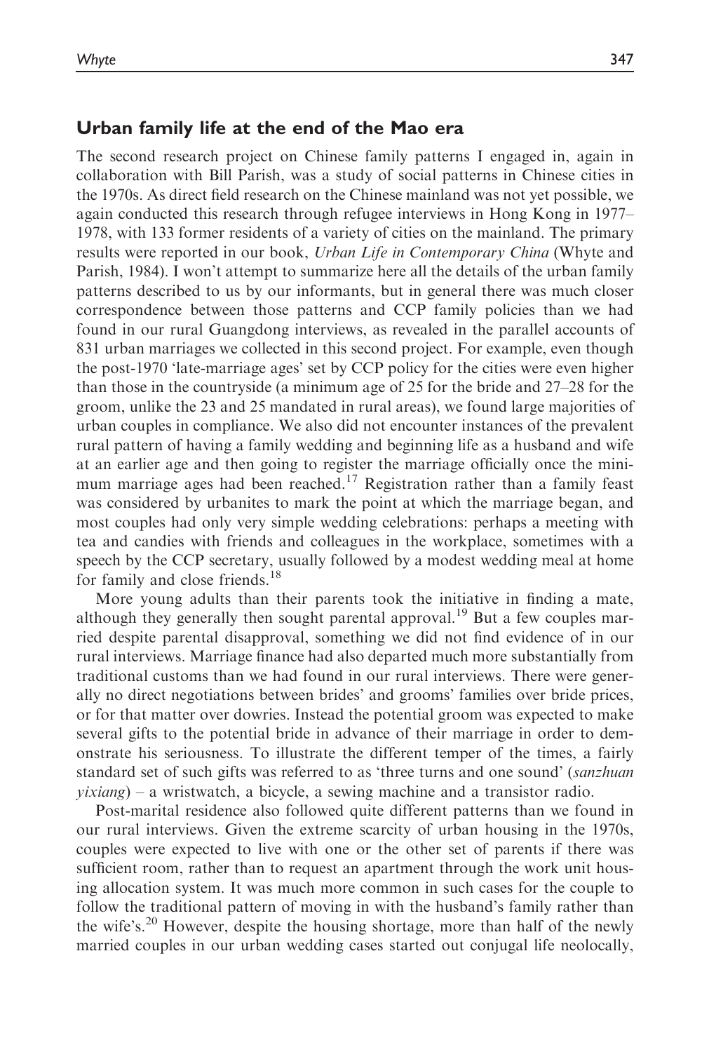## Urban family life at the end of the Mao era

The second research project on Chinese family patterns I engaged in, again in collaboration with Bill Parish, was a study of social patterns in Chinese cities in the 1970s. As direct field research on the Chinese mainland was not yet possible, we again conducted this research through refugee interviews in Hong Kong in 1977–1978, with 133 former residents of a variety of cities on the mainland. The primary results were reported in our book, *Urban Life in Contemporary China* (Whyte and Parish, 1984). I won't attempt to summarize here all the details of the urban family patterns described to us by our informants, but in general there was much closer correspondence between those patterns and CCP family policies than we had found in our rural Guangdong interviews, as revealed in the parallel accounts of 831 urban marriages we collected in this second project. For example, even though the post-1970 'late-marriage ages' set by CCP policy for the cities were even higher than those in the countryside (a minimum age of 25 for the bride and 27–28 for the groom, unlike the 23 and 25 mandated in rural areas), we found large majorities of urban couples in compliance. We also did not encounter instances of the prevalent rural pattern of having a family wedding and beginning life as a husband and wife at an earlier age and then going to register the marriage officially once the minimum marriage ages had been reached.[17] Registration rather than a family feast was considered by urbanites to mark the point at which the marriage began, and most couples had only very simple wedding celebrations: perhaps a meeting with tea and candies with friends and colleagues in the workplace, sometimes with a speech by the CCP secretary, usually followed by a modest wedding meal at home for family and close friends.[18]

More young adults than their parents took the initiative in finding a mate, although they generally then sought parental approval.[19] But a few couples married despite parental disapproval, something we did not find evidence of in our rural interviews. Marriage finance had also departed much more substantially from traditional customs than we had found in our rural interviews. There were generally no direct negotiations between brides' and grooms' families over bride prices, or for that matter over dowries. Instead the potential groom was expected to make several gifts to the potential bride in advance of their marriage in order to demonstrate his seriousness. To illustrate the different temper of the times, a fairly standard set of such gifts was referred to as 'three turns and one sound' (*sanzhuan yixiang*) – a wristwatch, a bicycle, a sewing machine and a transistor radio.

Post-marital residence also followed quite different patterns than we found in our rural interviews. Given the extreme scarcity of urban housing in the 1970s, couples were expected to live with one or the other set of parents if there was sufficient room, rather than to request an apartment through the work unit housing allocation system. It was much more common in such cases for the couple to follow the traditional pattern of moving in with the husband's family rather than the wife's.[20] However, despite the housing shortage, more than half of the newly married couples in our urban wedding cases started out conjugal life neolocally,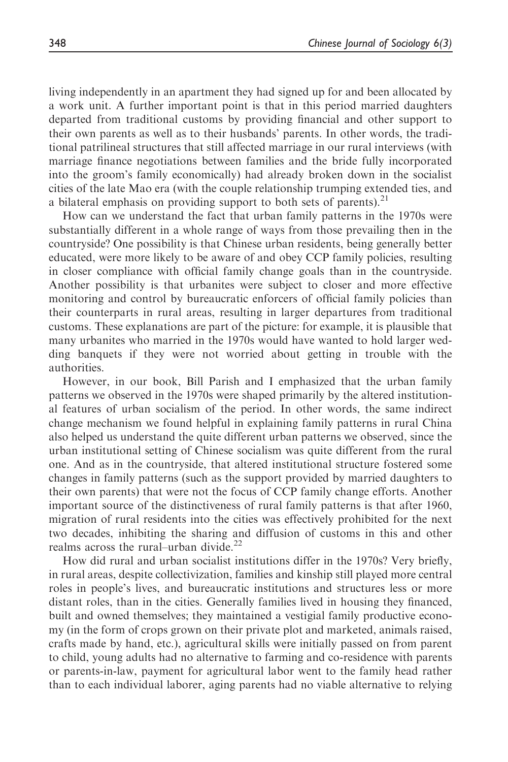living independently in an apartment they had signed up for and been allocated by a work unit. A further important point is that in this period married daughters departed from traditional customs by providing financial and other support to their own parents as well as to their husbands' parents. In other words, the traditional patrilineal structures that still affected marriage in our rural interviews (with marriage finance negotiations between families and the bride fully incorporated into the groom's family economically) had already broken down in the socialist cities of the late Mao era (with the couple relationship trumping extended ties, and a bilateral emphasis on providing support to both sets of parents).[21]

How can we understand the fact that urban family patterns in the 1970s were substantially different in a whole range of ways from those prevailing then in the countryside? One possibility is that Chinese urban residents, being generally better educated, were more likely to be aware of and obey CCP family policies, resulting in closer compliance with official family change goals than in the countryside. Another possibility is that urbanites were subject to closer and more effective monitoring and control by bureaucratic enforcers of official family policies than their counterparts in rural areas, resulting in larger departures from traditional customs. These explanations are part of the picture: for example, it is plausible that many urbanites who married in the 1970s would have wanted to hold larger wedding banquets if they were not worried about getting in trouble with the authorities.

However, in our book, Bill Parish and I emphasized that the urban family patterns we observed in the 1970s were shaped primarily by the altered institutional features of urban socialism of the period. In other words, the same indirect change mechanism we found helpful in explaining family patterns in rural China also helped us understand the quite different urban patterns we observed, since the urban institutional setting of Chinese socialism was quite different from the rural one. And as in the countryside, that altered institutional structure fostered some changes in family patterns (such as the support provided by married daughters to their own parents) that were not the focus of CCP family change efforts. Another important source of the distinctiveness of rural family patterns is that after 1960, migration of rural residents into the cities was effectively prohibited for the next two decades, inhibiting the sharing and diffusion of customs in this and other realms across the rural–urban divide.[22]

How did rural and urban socialist institutions differ in the 1970s? Very briefly, in rural areas, despite collectivization, families and kinship still played more central roles in people's lives, and bureaucratic institutions and structures less or more distant roles, than in the cities. Generally families lived in housing they financed, built and owned themselves; they maintained a vestigial family productive economy (in the form of crops grown on their private plot and marketed, animals raised, crafts made by hand, etc.), agricultural skills were initially passed on from parent to child, young adults had no alternative to farming and co-residence with parents or parents-in-law, payment for agricultural labor went to the family head rather than to each individual laborer, aging parents had no viable alternative to relying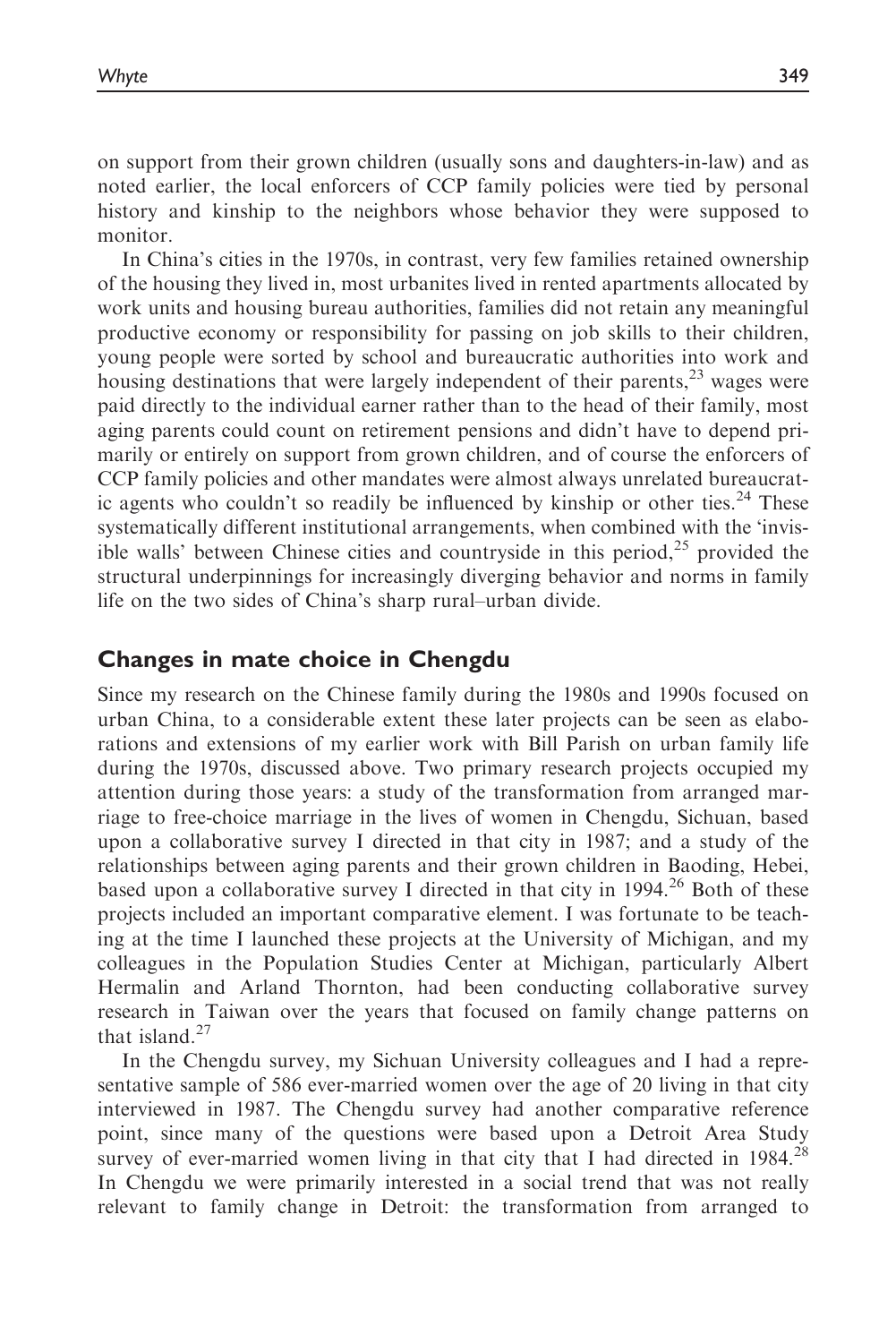on support from their grown children (usually sons and daughters-in-law) and as noted earlier, the local enforcers of CCP family policies were tied by personal history and kinship to the neighbors whose behavior they were supposed to monitor.

In China's cities in the 1970s, in contrast, very few families retained ownership of the housing they lived in, most urbanites lived in rented apartments allocated by work units and housing bureau authorities, families did not retain any meaningful productive economy or responsibility for passing on job skills to their children, young people were sorted by school and bureaucratic authorities into work and housing destinations that were largely independent of their parents,[23] wages were paid directly to the individual earner rather than to the head of their family, most aging parents could count on retirement pensions and didn't have to depend primarily or entirely on support from grown children, and of course the enforcers of CCP family policies and other mandates were almost always unrelated bureaucratic agents who couldn't so readily be influenced by kinship or other ties.[24] These systematically different institutional arrangements, when combined with the 'invisible walls' between Chinese cities and countryside in this period,[25] provided the structural underpinnings for increasingly diverging behavior and norms in family life on the two sides of China's sharp rural–urban divide.

## Changes in mate choice in Chengdu

Since my research on the Chinese family during the 1980s and 1990s focused on urban China, to a considerable extent these later projects can be seen as elaborations and extensions of my earlier work with Bill Parish on urban family life during the 1970s, discussed above. Two primary research projects occupied my attention during those years: a study of the transformation from arranged marriage to free-choice marriage in the lives of women in Chengdu, Sichuan, based upon a collaborative survey I directed in that city in 1987; and a study of the relationships between aging parents and their grown children in Baoding, Hebei, based upon a collaborative survey I directed in that city in 1994.[26] Both of these projects included an important comparative element. I was fortunate to be teaching at the time I launched these projects at the University of Michigan, and my colleagues in the Population Studies Center at Michigan, particularly Albert Hermalin and Arland Thornton, had been conducting collaborative survey research in Taiwan over the years that focused on family change patterns on that island.[27]

In the Chengdu survey, my Sichuan University colleagues and I had a representative sample of 586 ever-married women over the age of 20 living in that city interviewed in 1987. The Chengdu survey had another comparative reference point, since many of the questions were based upon a Detroit Area Study survey of ever-married women living in that city that I had directed in 1984.[28] In Chengdu we were primarily interested in a social trend that was not really relevant to family change in Detroit: the transformation from arranged to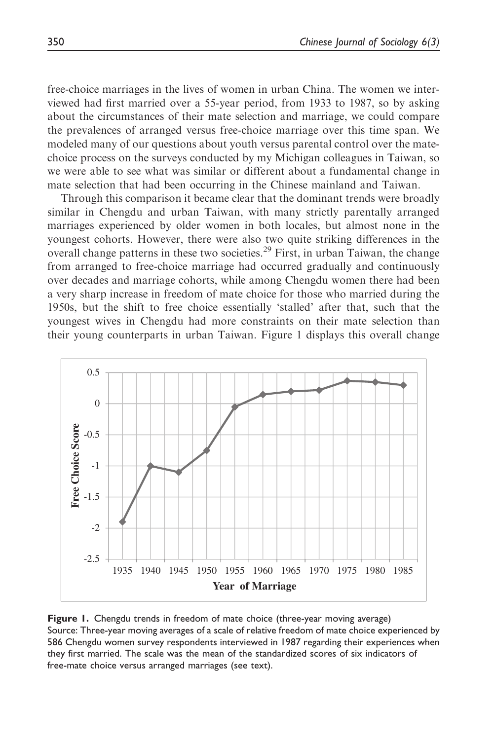free-choice marriages in the lives of women in urban China. The women we interviewed had first married over a 55-year period, from 1933 to 1987, so by asking about the circumstances of their mate selection and marriage, we could compare the prevalences of arranged versus free-choice marriage over this time span. We modeled many of our questions about youth versus parental control over the mate-choice process on the surveys conducted by my Michigan colleagues in Taiwan, so we were able to see what was similar or different about a fundamental change in mate selection that had been occurring in the Chinese mainland and Taiwan.

Through this comparison it became clear that the dominant trends were broadly similar in Chengdu and urban Taiwan, with many strictly parentally arranged marriages experienced by older women in both locales, but almost none in the youngest cohorts. However, there were also two quite striking differences in the overall change patterns in these two societies.[29] First, in urban Taiwan, the change from arranged to free-choice marriage had occurred gradually and continuously over decades and marriage cohorts, while among Chengdu women there had been a very sharp increase in freedom of mate choice for those who married during the 1950s, but the shift to free choice essentially 'stalled' after that, such that the youngest wives in Chengdu had more constraints on their mate selection than their young counterparts in urban Taiwan. Figure 1 displays this overall change

**Figure 1.** Chengdu trends in freedom of mate choice (three-year moving average)
Source: Three-year moving averages of a scale of relative freedom of mate choice experienced by 586 Chengdu women survey respondents interviewed in 1987 regarding their experiences when they first married. The scale was the mean of the standardized scores of six indicators of free-mate choice versus arranged marriages (see text).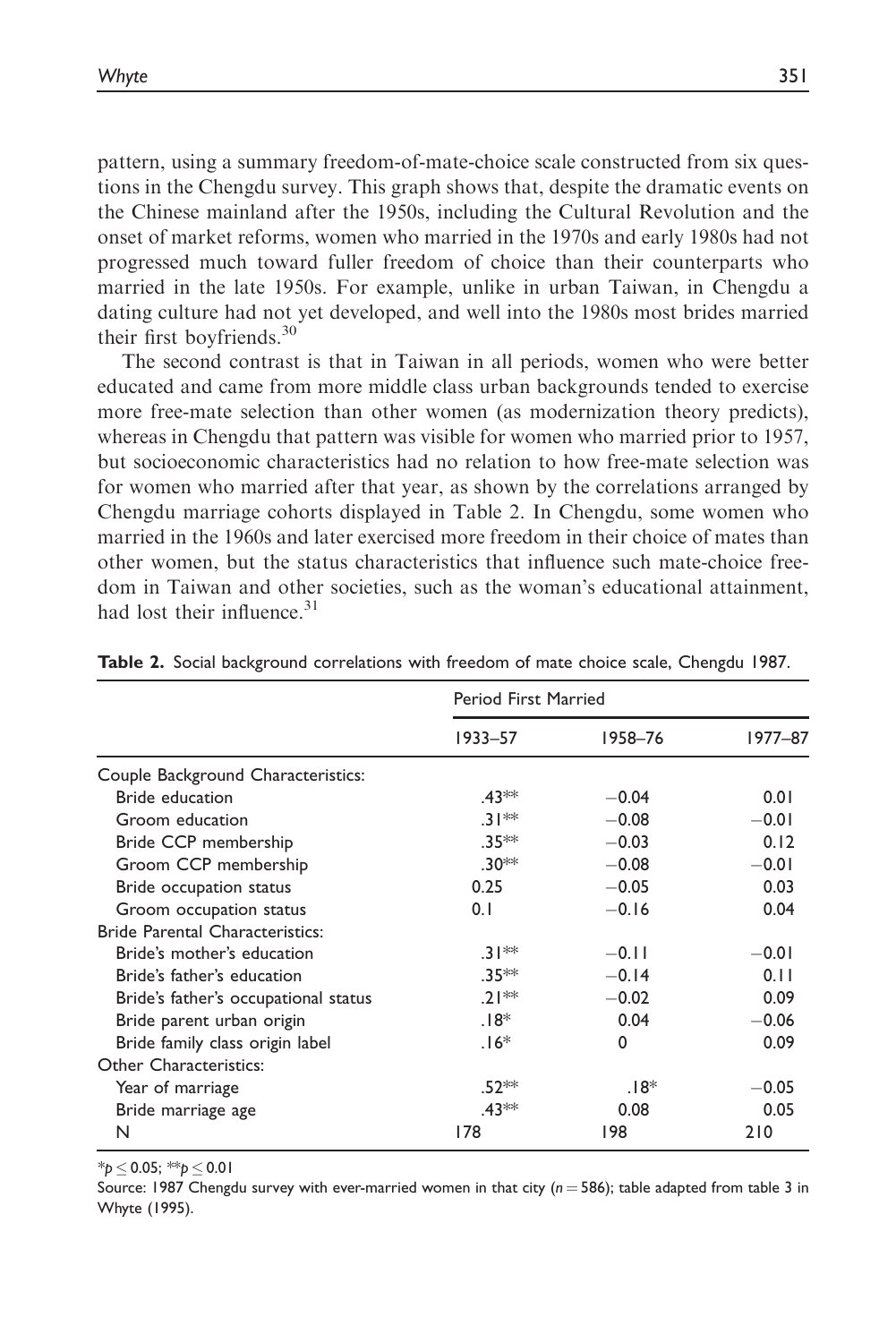pattern, using a summary freedom-of-mate-choice scale constructed from six questions in the Chengdu survey. This graph shows that, despite the dramatic events on the Chinese mainland after the 1950s, including the Cultural Revolution and the onset of market reforms, women who married in the 1970s and early 1980s had not progressed much toward fuller freedom of choice than their counterparts who married in the late 1950s. For example, unlike in urban Taiwan, in Chengdu a dating culture had not yet developed, and well into the 1980s most brides married their first boyfriends.[30]

The second contrast is that in Taiwan in all periods, women who were better educated and came from more middle class urban backgrounds tended to exercise more free-mate selection than other women (as modernization theory predicts), whereas in Chengdu that pattern was visible for women who married prior to 1957, but socioeconomic characteristics had no relation to how free-mate selection was for women who married after that year, as shown by the correlations arranged by Chengdu marriage cohorts displayed in Table 2. In Chengdu, some women who married in the 1960s and later exercised more freedom in their choice of mates than other women, but the status characteristics that influence such mate-choice freedom in Taiwan and other societies, such as the woman's educational attainment, had lost their influence.[31]

**Table 2.** Social background correlations with freedom of mate choice scale, Chengdu 1987.

| | Period First Married | | |
|---|---|---|---|
| | 1933–57 | 1958–76 | 1977–87 |
| Couple Background Characteristics: | | | |
| Bride education | .43** | −0.04 | 0.01 |
| Groom education | .31** | −0.08 | −0.01 |
| Bride CCP membership | .35** | −0.03 | 0.12 |
| Groom CCP membership | .30** | −0.08 | −0.01 |
| Bride occupation status | 0.25 | −0.05 | 0.03 |
| Groom occupation status | 0.1 | −0.16 | 0.04 |
| Bride Parental Characteristics: | | | |
| Bride's mother's education | .31** | −0.11 | −0.01 |
| Bride's father's education | .35** | −0.14 | 0.11 |
| Bride's father's occupational status | .21** | −0.02 | 0.09 |
| Bride parent urban origin | .18* | 0.04 | −0.06 |
| Bride family class origin label | .16* | 0 | 0.09 |
| Other Characteristics: | | | |
| Year of marriage | .52** | .18* | −0.05 |
| Bride marriage age | .43** | 0.08 | 0.05 |
| N | 178 | 198 | 210 |

*$p \leq 0.05$; **$p \leq 0.01$

Source: 1987 Chengdu survey with ever-married women in that city ($n = 586$); table adapted from table 3 in Whyte (1995).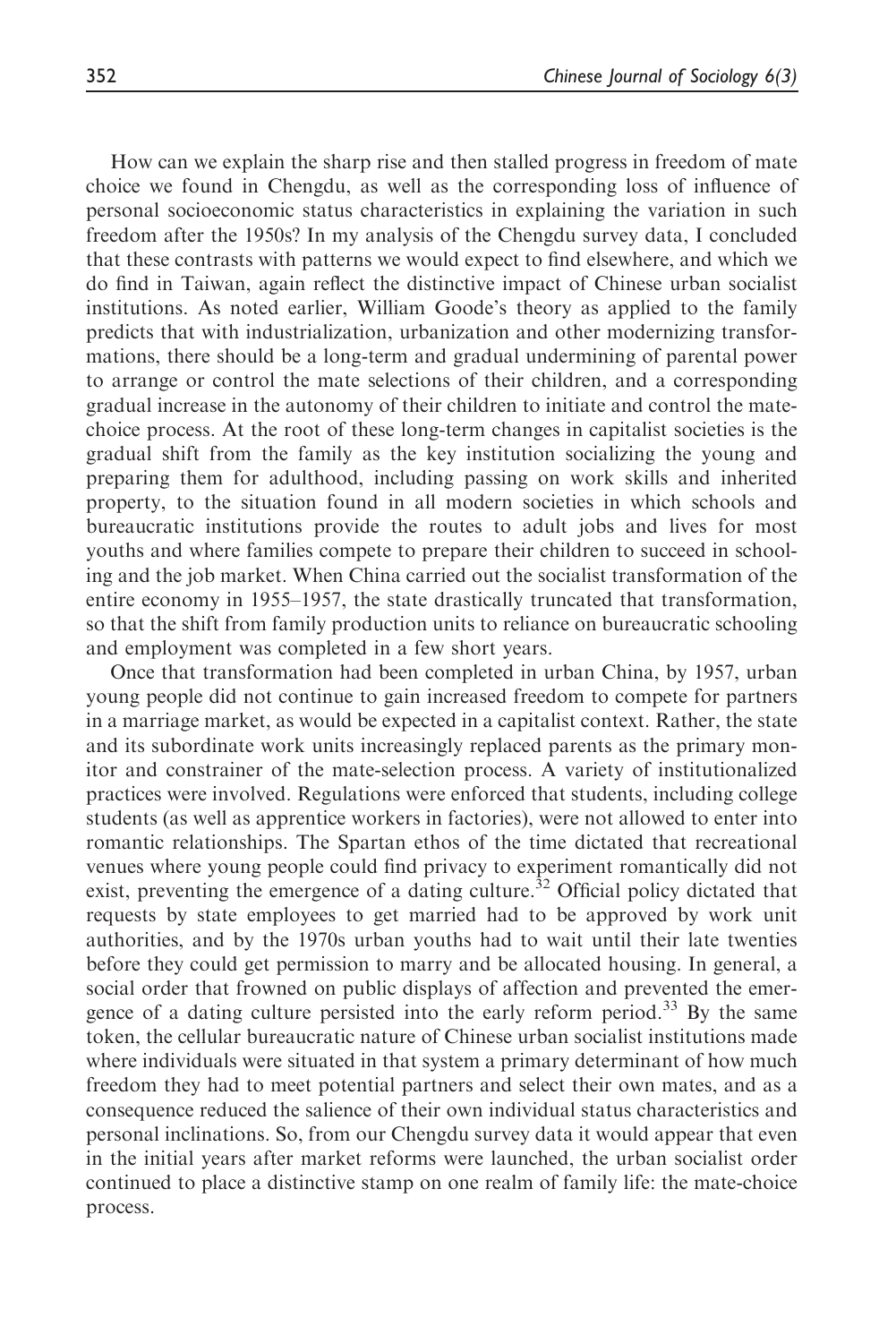How can we explain the sharp rise and then stalled progress in freedom of mate choice we found in Chengdu, as well as the corresponding loss of influence of personal socioeconomic status characteristics in explaining the variation in such freedom after the 1950s? In my analysis of the Chengdu survey data, I concluded that these contrasts with patterns we would expect to find elsewhere, and which we do find in Taiwan, again reflect the distinctive impact of Chinese urban socialist institutions. As noted earlier, William Goode's theory as applied to the family predicts that with industrialization, urbanization and other modernizing transformations, there should be a long-term and gradual undermining of parental power to arrange or control the mate selections of their children, and a corresponding gradual increase in the autonomy of their children to initiate and control the mate-choice process. At the root of these long-term changes in capitalist societies is the gradual shift from the family as the key institution socializing the young and preparing them for adulthood, including passing on work skills and inherited property, to the situation found in all modern societies in which schools and bureaucratic institutions provide the routes to adult jobs and lives for most youths and where families compete to prepare their children to succeed in schooling and the job market. When China carried out the socialist transformation of the entire economy in 1955–1957, the state drastically truncated that transformation, so that the shift from family production units to reliance on bureaucratic schooling and employment was completed in a few short years.

Once that transformation had been completed in urban China, by 1957, urban young people did not continue to gain increased freedom to compete for partners in a marriage market, as would be expected in a capitalist context. Rather, the state and its subordinate work units increasingly replaced parents as the primary monitor and constrainer of the mate-selection process. A variety of institutionalized practices were involved. Regulations were enforced that students, including college students (as well as apprentice workers in factories), were not allowed to enter into romantic relationships. The Spartan ethos of the time dictated that recreational venues where young people could find privacy to experiment romantically did not exist, preventing the emergence of a dating culture.[32] Official policy dictated that requests by state employees to get married had to be approved by work unit authorities, and by the 1970s urban youths had to wait until their late twenties before they could get permission to marry and be allocated housing. In general, a social order that frowned on public displays of affection and prevented the emergence of a dating culture persisted into the early reform period.[33] By the same token, the cellular bureaucratic nature of Chinese urban socialist institutions made where individuals were situated in that system a primary determinant of how much freedom they had to meet potential partners and select their own mates, and as a consequence reduced the salience of their own individual status characteristics and personal inclinations. So, from our Chengdu survey data it would appear that even in the initial years after market reforms were launched, the urban socialist order continued to place a distinctive stamp on one realm of family life: the mate-choice process.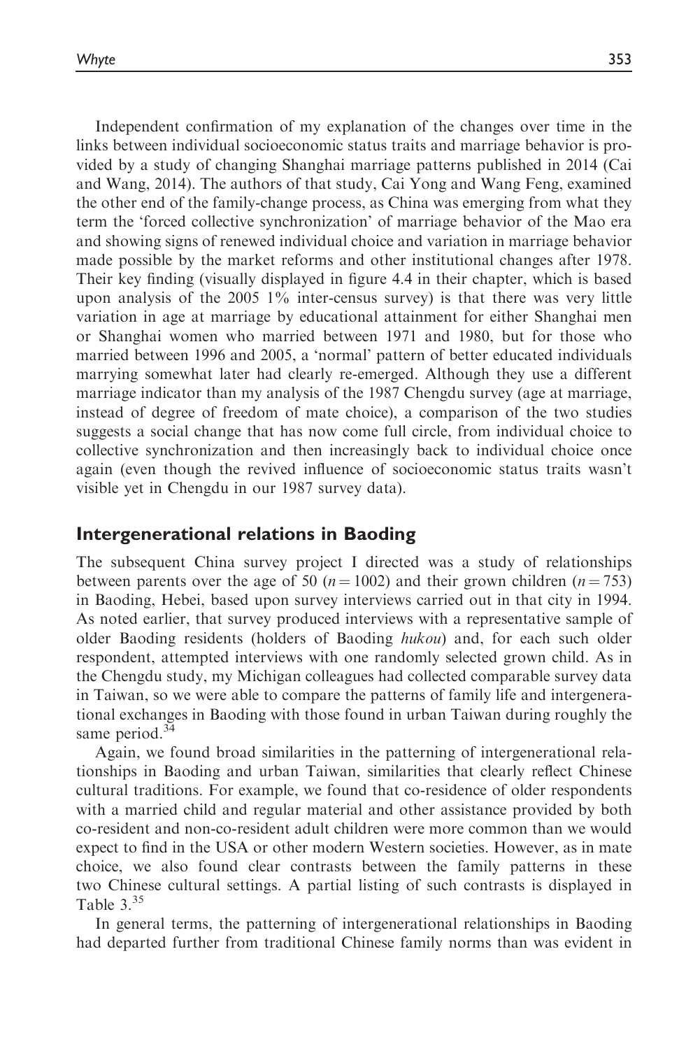Independent confirmation of my explanation of the changes over time in the links between individual socioeconomic status traits and marriage behavior is provided by a study of changing Shanghai marriage patterns published in 2014 (Cai and Wang, 2014). The authors of that study, Cai Yong and Wang Feng, examined the other end of the family-change process, as China was emerging from what they term the 'forced collective synchronization' of marriage behavior of the Mao era and showing signs of renewed individual choice and variation in marriage behavior made possible by the market reforms and other institutional changes after 1978. Their key finding (visually displayed in figure 4.4 in their chapter, which is based upon analysis of the 2005 1% inter-census survey) is that there was very little variation in age at marriage by educational attainment for either Shanghai men or Shanghai women who married between 1971 and 1980, but for those who married between 1996 and 2005, a 'normal' pattern of better educated individuals marrying somewhat later had clearly re-emerged. Although they use a different marriage indicator than my analysis of the 1987 Chengdu survey (age at marriage, instead of degree of freedom of mate choice), a comparison of the two studies suggests a social change that has now come full circle, from individual choice to collective synchronization and then increasingly back to individual choice once again (even though the revived influence of socioeconomic status traits wasn't visible yet in Chengdu in our 1987 survey data).

## Intergenerational relations in Baoding

The subsequent China survey project I directed was a study of relationships between parents over the age of 50 ($n = 1002$) and their grown children ($n = 753$) in Baoding, Hebei, based upon survey interviews carried out in that city in 1994. As noted earlier, that survey produced interviews with a representative sample of older Baoding residents (holders of Baoding *hukou*) and, for each such older respondent, attempted interviews with one randomly selected grown child. As in the Chengdu study, my Michigan colleagues had collected comparable survey data in Taiwan, so we were able to compare the patterns of family life and intergenerational exchanges in Baoding with those found in urban Taiwan during roughly the same period.[34]

Again, we found broad similarities in the patterning of intergenerational relationships in Baoding and urban Taiwan, similarities that clearly reflect Chinese cultural traditions. For example, we found that co-residence of older respondents with a married child and regular material and other assistance provided by both co-resident and non-co-resident adult children were more common than we would expect to find in the USA or other modern Western societies. However, as in mate choice, we also found clear contrasts between the family patterns in these two Chinese cultural settings. A partial listing of such contrasts is displayed in Table 3.[35]

In general terms, the patterning of intergenerational relationships in Baoding had departed further from traditional Chinese family norms than was evident in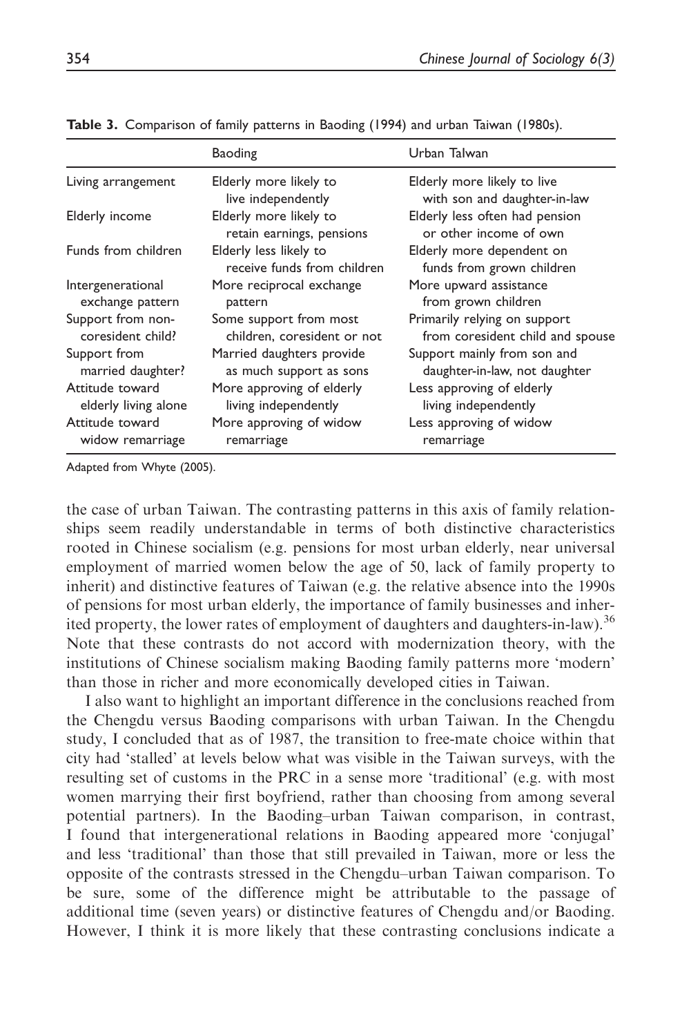**Table 3.** Comparison of family patterns in Baoding (1994) and urban Taiwan (1980s).

| | Baoding | Urban Taiwan |
|---|---|---|
| Living arrangement | Elderly more likely to live independently | Elderly more likely to live with son and daughter-in-law |
| Elderly income | Elderly more likely to retain earnings, pensions | Elderly less often had pension or other income of own |
| Funds from children | Elderly less likely to receive funds from children | Elderly more dependent on funds from grown children |
| Intergenerational exchange pattern | More reciprocal exchange pattern | More upward assistance from grown children |
| Support from non-coresident child? | Some support from most children, coresident or not | Primarily relying on support from coresident child and spouse |
| Support from married daughter? | Married daughters provide as much support as sons | Support mainly from son and daughter-in-law, not daughter |
| Attitude toward elderly living alone | More approving of elderly living independently | Less approving of elderly living independently |
| Attitude toward widow remarriage | More approving of widow remarriage | Less approving of widow remarriage |

Adapted from Whyte (2005).

the case of urban Taiwan. The contrasting patterns in this axis of family relationships seem readily understandable in terms of both distinctive characteristics rooted in Chinese socialism (e.g. pensions for most urban elderly, near universal employment of married women below the age of 50, lack of family property to inherit) and distinctive features of Taiwan (e.g. the relative absence into the 1990s of pensions for most urban elderly, the importance of family businesses and inherited property, the lower rates of employment of daughters and daughters-in-law).[36] Note that these contrasts do not accord with modernization theory, with the institutions of Chinese socialism making Baoding family patterns more 'modern' than those in richer and more economically developed cities in Taiwan.

I also want to highlight an important difference in the conclusions reached from the Chengdu versus Baoding comparisons with urban Taiwan. In the Chengdu study, I concluded that as of 1987, the transition to free-mate choice within that city had 'stalled' at levels below what was visible in the Taiwan surveys, with the resulting set of customs in the PRC in a sense more 'traditional' (e.g. with most women marrying their first boyfriend, rather than choosing from among several potential partners). In the Baoding–urban Taiwan comparison, in contrast, I found that intergenerational relations in Baoding appeared more 'conjugal' and less 'traditional' than those that still prevailed in Taiwan, more or less the opposite of the contrasts stressed in the Chengdu–urban Taiwan comparison. To be sure, some of the difference might be attributable to the passage of additional time (seven years) or distinctive features of Chengdu and/or Baoding. However, I think it is more likely that these contrasting conclusions indicate a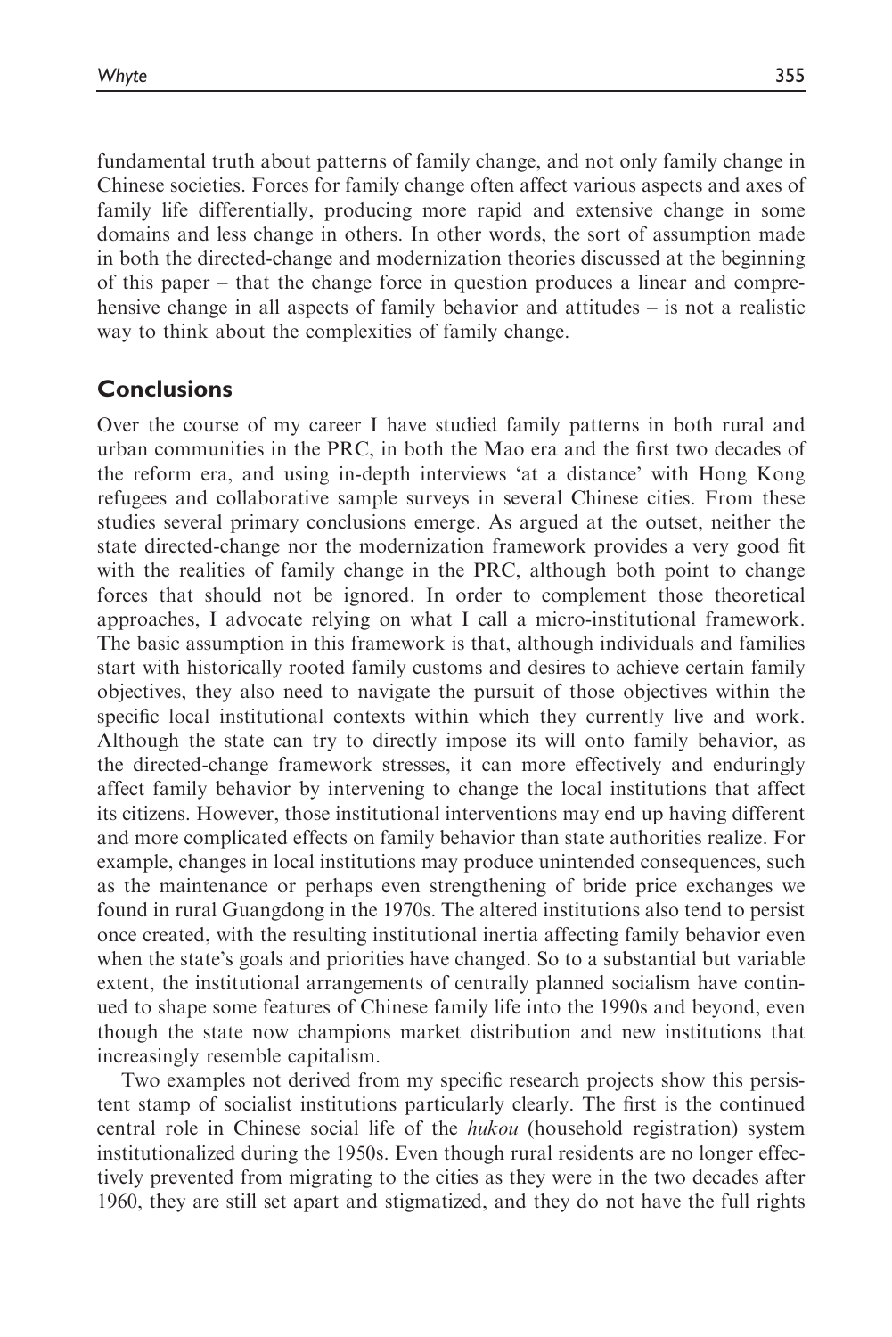fundamental truth about patterns of family change, and not only family change in Chinese societies. Forces for family change often affect various aspects and axes of family life differentially, producing more rapid and extensive change in some domains and less change in others. In other words, the sort of assumption made in both the directed-change and modernization theories discussed at the beginning of this paper – that the change force in question produces a linear and comprehensive change in all aspects of family behavior and attitudes – is not a realistic way to think about the complexities of family change.

## Conclusions

Over the course of my career I have studied family patterns in both rural and urban communities in the PRC, in both the Mao era and the first two decades of the reform era, and using in-depth interviews 'at a distance' with Hong Kong refugees and collaborative sample surveys in several Chinese cities. From these studies several primary conclusions emerge. As argued at the outset, neither the state directed-change nor the modernization framework provides a very good fit with the realities of family change in the PRC, although both point to change forces that should not be ignored. In order to complement those theoretical approaches, I advocate relying on what I call a micro-institutional framework. The basic assumption in this framework is that, although individuals and families start with historically rooted family customs and desires to achieve certain family objectives, they also need to navigate the pursuit of those objectives within the specific local institutional contexts within which they currently live and work. Although the state can try to directly impose its will onto family behavior, as the directed-change framework stresses, it can more effectively and enduringly affect family behavior by intervening to change the local institutions that affect its citizens. However, those institutional interventions may end up having different and more complicated effects on family behavior than state authorities realize. For example, changes in local institutions may produce unintended consequences, such as the maintenance or perhaps even strengthening of bride price exchanges we found in rural Guangdong in the 1970s. The altered institutions also tend to persist once created, with the resulting institutional inertia affecting family behavior even when the state's goals and priorities have changed. So to a substantial but variable extent, the institutional arrangements of centrally planned socialism have continued to shape some features of Chinese family life into the 1990s and beyond, even though the state now champions market distribution and new institutions that increasingly resemble capitalism.

Two examples not derived from my specific research projects show this persistent stamp of socialist institutions particularly clearly. The first is the continued central role in Chinese social life of the *hukou* (household registration) system institutionalized during the 1950s. Even though rural residents are no longer effectively prevented from migrating to the cities as they were in the two decades after 1960, they are still set apart and stigmatized, and they do not have the full rights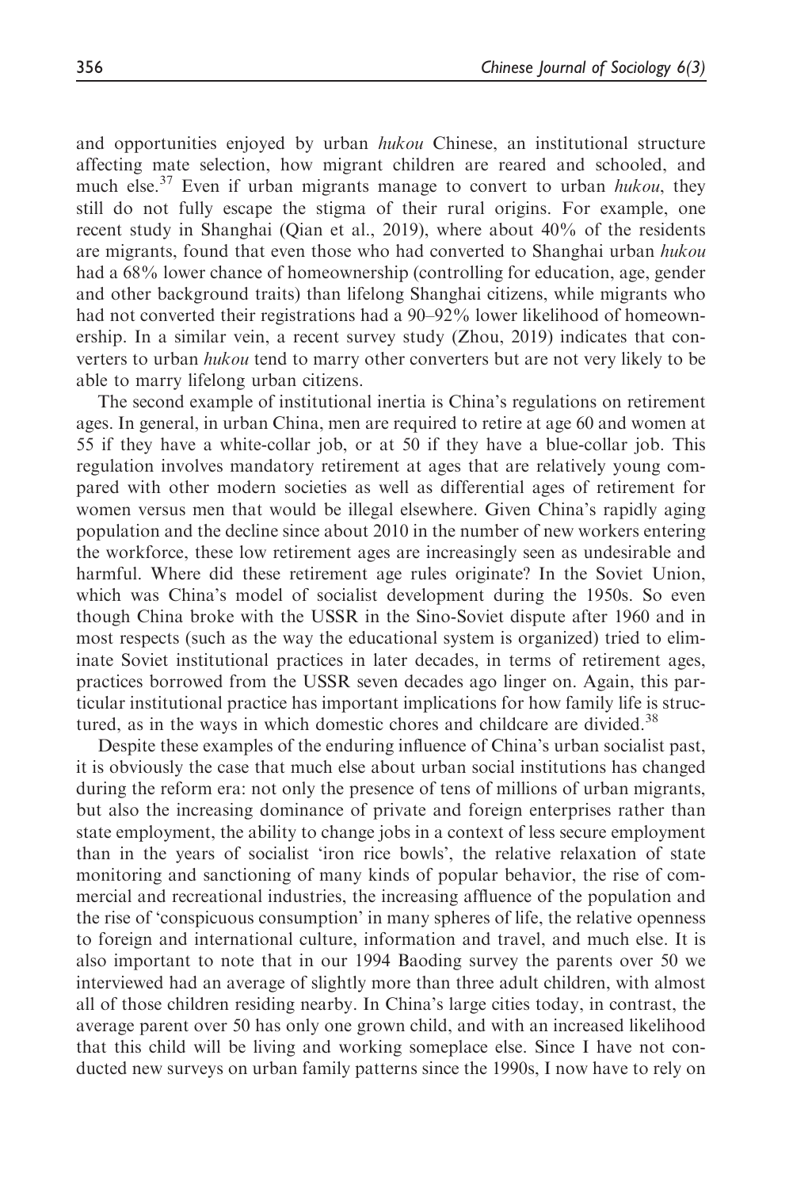and opportunities enjoyed by urban *hukou* Chinese, an institutional structure affecting mate selection, how migrant children are reared and schooled, and much else.[37] Even if urban migrants manage to convert to urban *hukou*, they still do not fully escape the stigma of their rural origins. For example, one recent study in Shanghai (Qian et al., 2019), where about 40% of the residents are migrants, found that even those who had converted to Shanghai urban *hukou* had a 68% lower chance of homeownership (controlling for education, age, gender and other background traits) than lifelong Shanghai citizens, while migrants who had not converted their registrations had a 90–92% lower likelihood of homeownership. In a similar vein, a recent survey study (Zhou, 2019) indicates that converters to urban *hukou* tend to marry other converters but are not very likely to be able to marry lifelong urban citizens.

The second example of institutional inertia is China's regulations on retirement ages. In general, in urban China, men are required to retire at age 60 and women at 55 if they have a white-collar job, or at 50 if they have a blue-collar job. This regulation involves mandatory retirement at ages that are relatively young compared with other modern societies as well as differential ages of retirement for women versus men that would be illegal elsewhere. Given China's rapidly aging population and the decline since about 2010 in the number of new workers entering the workforce, these low retirement ages are increasingly seen as undesirable and harmful. Where did these retirement age rules originate? In the Soviet Union, which was China's model of socialist development during the 1950s. So even though China broke with the USSR in the Sino-Soviet dispute after 1960 and in most respects (such as the way the educational system is organized) tried to eliminate Soviet institutional practices in later decades, in terms of retirement ages, practices borrowed from the USSR seven decades ago linger on. Again, this particular institutional practice has important implications for how family life is structured, as in the ways in which domestic chores and childcare are divided.[38]

Despite these examples of the enduring influence of China's urban socialist past, it is obviously the case that much else about urban social institutions has changed during the reform era: not only the presence of tens of millions of urban migrants, but also the increasing dominance of private and foreign enterprises rather than state employment, the ability to change jobs in a context of less secure employment than in the years of socialist 'iron rice bowls', the relative relaxation of state monitoring and sanctioning of many kinds of popular behavior, the rise of commercial and recreational industries, the increasing affluence of the population and the rise of 'conspicuous consumption' in many spheres of life, the relative openness to foreign and international culture, information and travel, and much else. It is also important to note that in our 1994 Baoding survey the parents over 50 we interviewed had an average of slightly more than three adult children, with almost all of those children residing nearby. In China's large cities today, in contrast, the average parent over 50 has only one grown child, and with an increased likelihood that this child will be living and working someplace else. Since I have not conducted new surveys on urban family patterns since the 1990s, I now have to rely on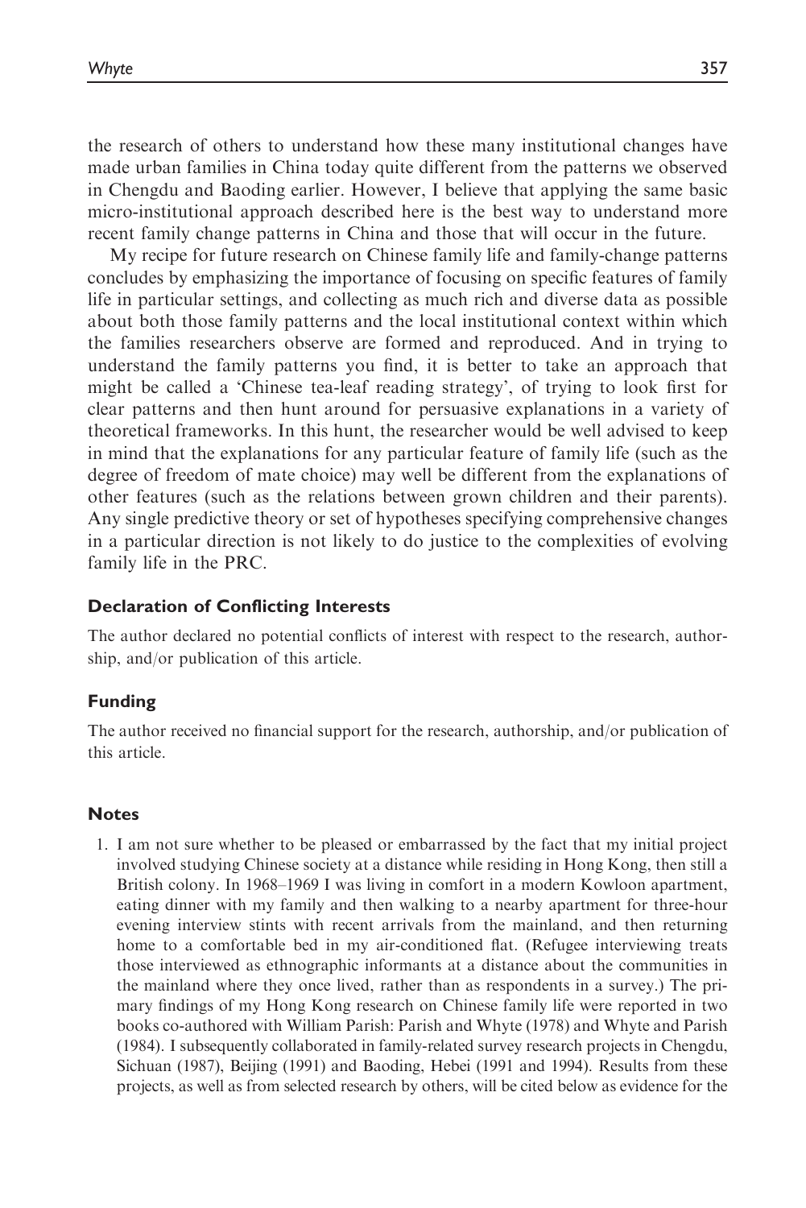the research of others to understand how these many institutional changes have made urban families in China today quite different from the patterns we observed in Chengdu and Baoding earlier. However, I believe that applying the same basic micro-institutional approach described here is the best way to understand more recent family change patterns in China and those that will occur in the future.

My recipe for future research on Chinese family life and family-change patterns concludes by emphasizing the importance of focusing on specific features of family life in particular settings, and collecting as much rich and diverse data as possible about both those family patterns and the local institutional context within which the families researchers observe are formed and reproduced. And in trying to understand the family patterns you find, it is better to take an approach that might be called a 'Chinese tea-leaf reading strategy', of trying to look first for clear patterns and then hunt around for persuasive explanations in a variety of theoretical frameworks. In this hunt, the researcher would be well advised to keep in mind that the explanations for any particular feature of family life (such as the degree of freedom of mate choice) may well be different from the explanations of other features (such as the relations between grown children and their parents). Any single predictive theory or set of hypotheses specifying comprehensive changes in a particular direction is not likely to do justice to the complexities of evolving family life in the PRC.

### Declaration of Conflicting Interests

The author declared no potential conflicts of interest with respect to the research, authorship, and/or publication of this article.

### Funding

The author received no financial support for the research, authorship, and/or publication of this article.

### Notes

1. I am not sure whether to be pleased or embarrassed by the fact that my initial project involved studying Chinese society at a distance while residing in Hong Kong, then still a British colony. In 1968–1969 I was living in comfort in a modern Kowloon apartment, eating dinner with my family and then walking to a nearby apartment for three-hour evening interview stints with recent arrivals from the mainland, and then returning home to a comfortable bed in my air-conditioned flat. (Refugee interviewing treats those interviewed as ethnographic informants at a distance about the communities in the mainland where they once lived, rather than as respondents in a survey.) The primary findings of my Hong Kong research on Chinese family life were reported in two books co-authored with William Parish: Parish and Whyte (1978) and Whyte and Parish (1984). I subsequently collaborated in family-related survey research projects in Chengdu, Sichuan (1987), Beijing (1991) and Baoding, Hebei (1991 and 1994). Results from these projects, as well as from selected research by others, will be cited below as evidence for the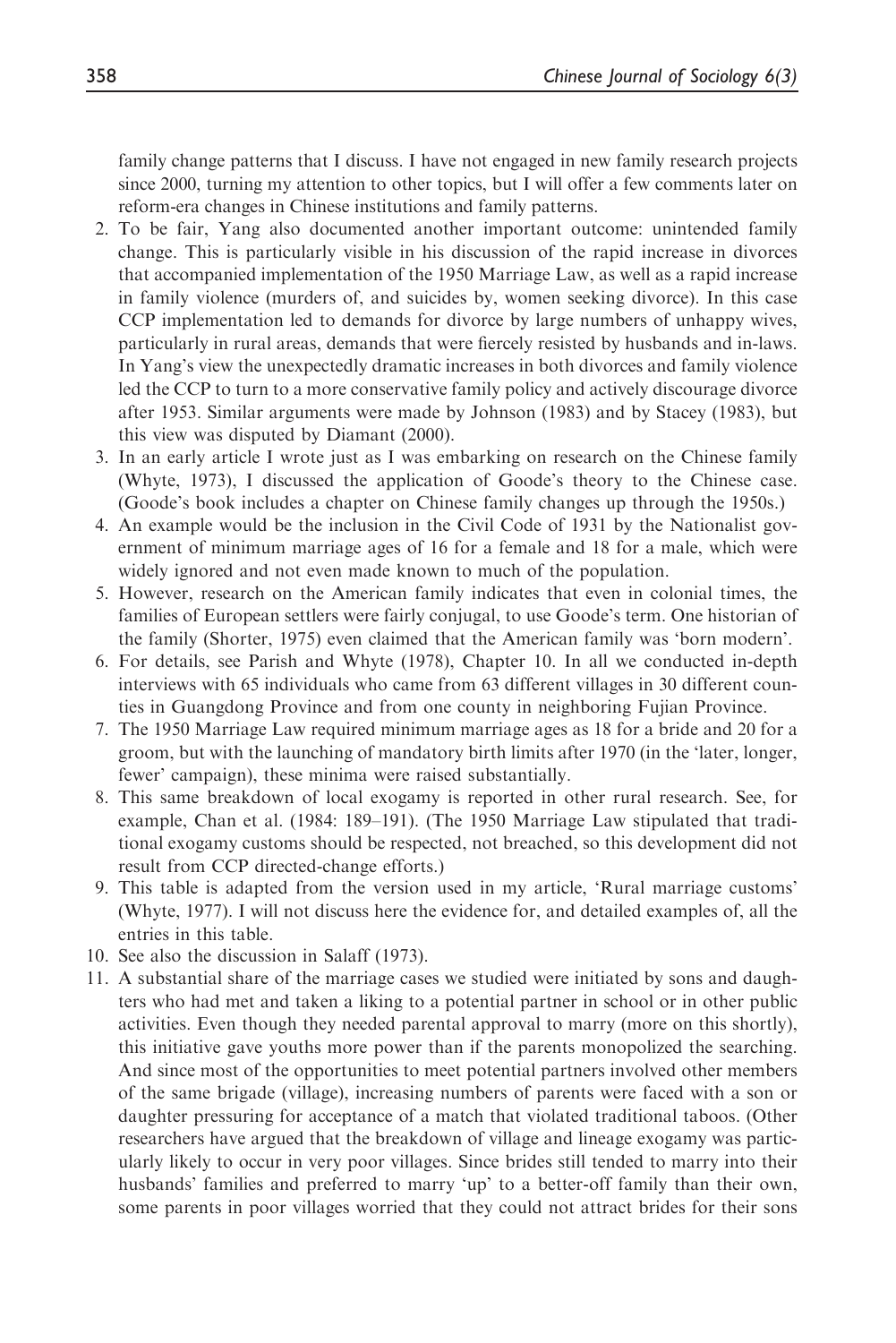family change patterns that I discuss. I have not engaged in new family research projects since 2000, turning my attention to other topics, but I will offer a few comments later on reform-era changes in Chinese institutions and family patterns.

2. To be fair, Yang also documented another important outcome: unintended family change. This is particularly visible in his discussion of the rapid increase in divorces that accompanied implementation of the 1950 Marriage Law, as well as a rapid increase in family violence (murders of, and suicides by, women seeking divorce). In this case CCP implementation led to demands for divorce by large numbers of unhappy wives, particularly in rural areas, demands that were fiercely resisted by husbands and in-laws. In Yang's view the unexpectedly dramatic increases in both divorces and family violence led the CCP to turn to a more conservative family policy and actively discourage divorce after 1953. Similar arguments were made by Johnson (1983) and by Stacey (1983), but this view was disputed by Diamant (2000).
3. In an early article I wrote just as I was embarking on research on the Chinese family (Whyte, 1973), I discussed the application of Goode's theory to the Chinese case. (Goode's book includes a chapter on Chinese family changes up through the 1950s.)
4. An example would be the inclusion in the Civil Code of 1931 by the Nationalist government of minimum marriage ages of 16 for a female and 18 for a male, which were widely ignored and not even made known to much of the population.
5. However, research on the American family indicates that even in colonial times, the families of European settlers were fairly conjugal, to use Goode's term. One historian of the family (Shorter, 1975) even claimed that the American family was 'born modern'.
6. For details, see Parish and Whyte (1978), Chapter 10. In all we conducted in-depth interviews with 65 individuals who came from 63 different villages in 30 different counties in Guangdong Province and from one county in neighboring Fujian Province.
7. The 1950 Marriage Law required minimum marriage ages as 18 for a bride and 20 for a groom, but with the launching of mandatory birth limits after 1970 (in the 'later, longer, fewer' campaign), these minima were raised substantially.
8. This same breakdown of local exogamy is reported in other rural research. See, for example, Chan et al. (1984: 189–191). (The 1950 Marriage Law stipulated that traditional exogamy customs should be respected, not breached, so this development did not result from CCP directed-change efforts.)
9. This table is adapted from the version used in my article, 'Rural marriage customs' (Whyte, 1977). I will not discuss here the evidence for, and detailed examples of, all the entries in this table.
10. See also the discussion in Salaff (1973).
11. A substantial share of the marriage cases we studied were initiated by sons and daughters who had met and taken a liking to a potential partner in school or in other public activities. Even though they needed parental approval to marry (more on this shortly), this initiative gave youths more power than if the parents monopolized the searching. And since most of the opportunities to meet potential partners involved other members of the same brigade (village), increasing numbers of parents were faced with a son or daughter pressuring for acceptance of a match that violated traditional taboos. (Other researchers have argued that the breakdown of village and lineage exogamy was particularly likely to occur in very poor villages. Since brides still tended to marry into their husbands' families and preferred to marry 'up' to a better-off family than their own, some parents in poor villages worried that they could not attract brides for their sons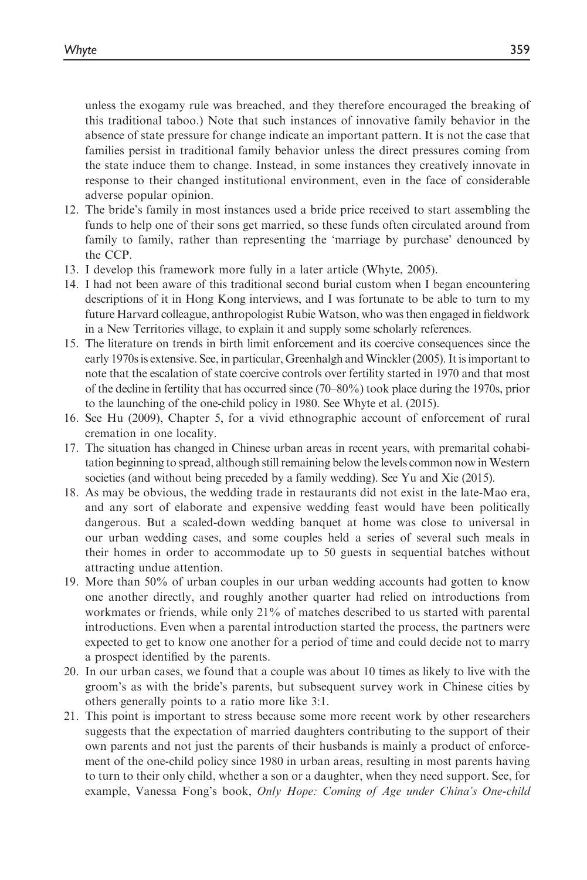unless the exogamy rule was breached, and they therefore encouraged the breaking of this traditional taboo.) Note that such instances of innovative family behavior in the absence of state pressure for change indicate an important pattern. It is not the case that families persist in traditional family behavior unless the direct pressures coming from the state induce them to change. Instead, in some instances they creatively innovate in response to their changed institutional environment, even in the face of considerable adverse popular opinion.

12. The bride's family in most instances used a bride price received to start assembling the funds to help one of their sons get married, so these funds often circulated around from family to family, rather than representing the 'marriage by purchase' denounced by the CCP.
13. I develop this framework more fully in a later article (Whyte, 2005).
14. I had not been aware of this traditional second burial custom when I began encountering descriptions of it in Hong Kong interviews, and I was fortunate to be able to turn to my future Harvard colleague, anthropologist Rubie Watson, who was then engaged in fieldwork in a New Territories village, to explain it and supply some scholarly references.
15. The literature on trends in birth limit enforcement and its coercive consequences since the early 1970s is extensive. See, in particular, Greenhalgh and Winckler (2005). It is important to note that the escalation of state coercive controls over fertility started in 1970 and that most of the decline in fertility that has occurred since (70–80%) took place during the 1970s, prior to the launching of the one-child policy in 1980. See Whyte et al. (2015).
16. See Hu (2009), Chapter 5, for a vivid ethnographic account of enforcement of rural cremation in one locality.
17. The situation has changed in Chinese urban areas in recent years, with premarital cohabitation beginning to spread, although still remaining below the levels common now in Western societies (and without being preceded by a family wedding). See Yu and Xie (2015).
18. As may be obvious, the wedding trade in restaurants did not exist in the late-Mao era, and any sort of elaborate and expensive wedding feast would have been politically dangerous. But a scaled-down wedding banquet at home was close to universal in our urban wedding cases, and some couples held a series of several such meals in their homes in order to accommodate up to 50 guests in sequential batches without attracting undue attention.
19. More than 50% of urban couples in our urban wedding accounts had gotten to know one another directly, and roughly another quarter had relied on introductions from workmates or friends, while only 21% of matches described to us started with parental introductions. Even when a parental introduction started the process, the partners were expected to get to know one another for a period of time and could decide not to marry a prospect identified by the parents.
20. In our urban cases, we found that a couple was about 10 times as likely to live with the groom's as with the bride's parents, but subsequent survey work in Chinese cities by others generally points to a ratio more like 3:1.
21. This point is important to stress because some more recent work by other researchers suggests that the expectation of married daughters contributing to the support of their own parents and not just the parents of their husbands is mainly a product of enforcement of the one-child policy since 1980 in urban areas, resulting in most parents having to turn to their only child, whether a son or a daughter, when they need support. See, for example, Vanessa Fong's book, *Only Hope: Coming of Age under China's One-child*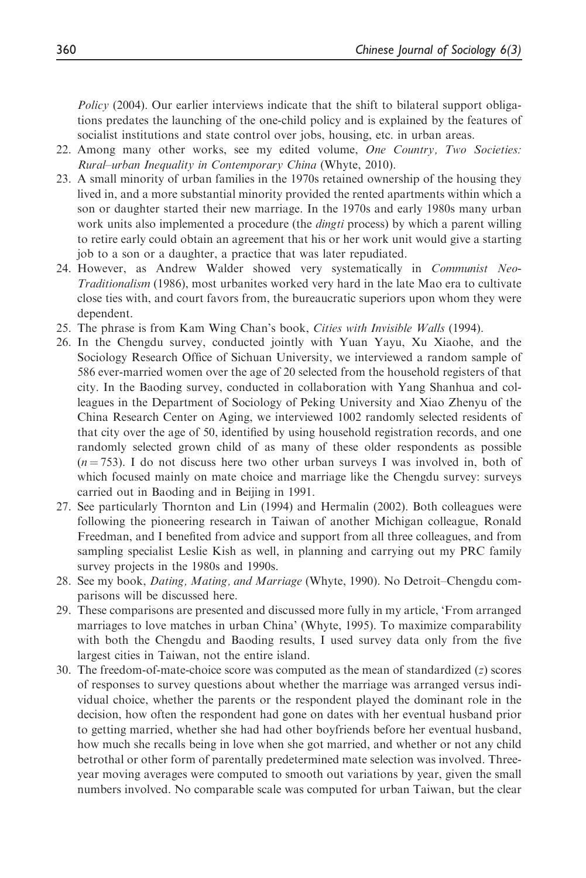*Policy* (2004). Our earlier interviews indicate that the shift to bilateral support obligations predates the launching of the one-child policy and is explained by the features of socialist institutions and state control over jobs, housing, etc. in urban areas.

22. Among many other works, see my edited volume, *One Country, Two Societies: Rural–urban Inequality in Contemporary China* (Whyte, 2010).
23. A small minority of urban families in the 1970s retained ownership of the housing they lived in, and a more substantial minority provided the rented apartments within which a son or daughter started their new marriage. In the 1970s and early 1980s many urban work units also implemented a procedure (the *dingti* process) by which a parent willing to retire early could obtain an agreement that his or her work unit would give a starting job to a son or a daughter, a practice that was later repudiated.
24. However, as Andrew Walder showed very systematically in *Communist Neo-Traditionalism* (1986), most urbanites worked very hard in the late Mao era to cultivate close ties with, and court favors from, the bureaucratic superiors upon whom they were dependent.
25. The phrase is from Kam Wing Chan's book, *Cities with Invisible Walls* (1994).
26. In the Chengdu survey, conducted jointly with Yuan Yayu, Xu Xiaohe, and the Sociology Research Office of Sichuan University, we interviewed a random sample of 586 ever-married women over the age of 20 selected from the household registers of that city. In the Baoding survey, conducted in collaboration with Yang Shanhua and colleagues in the Department of Sociology of Peking University and Xiao Zhenyu of the China Research Center on Aging, we interviewed 1002 randomly selected residents of that city over the age of 50, identified by using household registration records, and one randomly selected grown child of as many of these older respondents as possible ($n = 753$). I do not discuss here two other urban surveys I was involved in, both of which focused mainly on mate choice and marriage like the Chengdu survey: surveys carried out in Baoding and in Beijing in 1991.
27. See particularly Thornton and Lin (1994) and Hermalin (2002). Both colleagues were following the pioneering research in Taiwan of another Michigan colleague, Ronald Freedman, and I benefited from advice and support from all three colleagues, and from sampling specialist Leslie Kish as well, in planning and carrying out my PRC family survey projects in the 1980s and 1990s.
28. See my book, *Dating, Mating, and Marriage* (Whyte, 1990). No Detroit–Chengdu comparisons will be discussed here.
29. These comparisons are presented and discussed more fully in my article, 'From arranged marriages to love matches in urban China' (Whyte, 1995). To maximize comparability with both the Chengdu and Baoding results, I used survey data only from the five largest cities in Taiwan, not the entire island.
30. The freedom-of-mate-choice score was computed as the mean of standardized ($z$) scores of responses to survey questions about whether the marriage was arranged versus individual choice, whether the parents or the respondent played the dominant role in the decision, how often the respondent had gone on dates with her eventual husband prior to getting married, whether she had had other boyfriends before her eventual husband, how much she recalls being in love when she got married, and whether or not any child betrothal or other form of parentally predetermined mate selection was involved. Three-year moving averages were computed to smooth out variations by year, given the small numbers involved. No comparable scale was computed for urban Taiwan, but the clear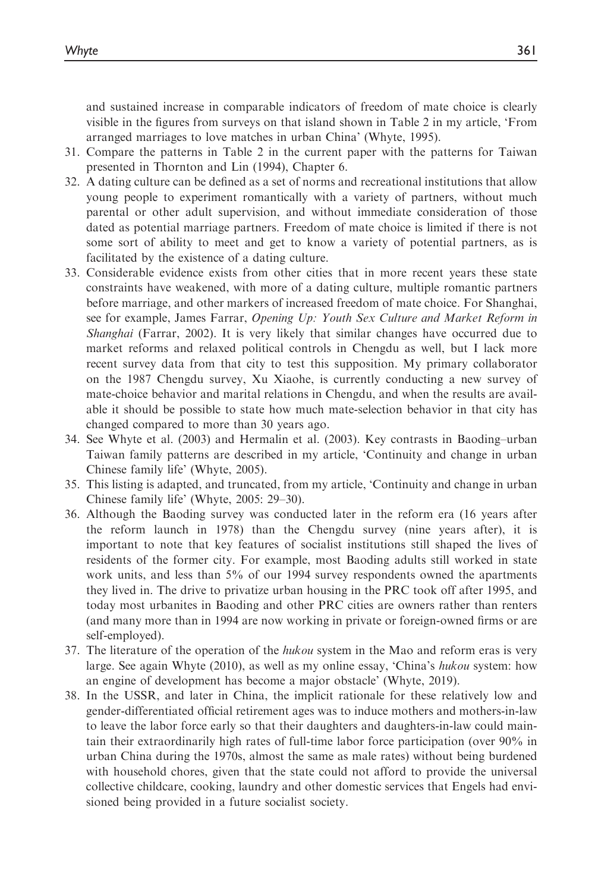and sustained increase in comparable indicators of freedom of mate choice is clearly visible in the figures from surveys on that island shown in Table 2 in my article, 'From arranged marriages to love matches in urban China' (Whyte, 1995).

31. Compare the patterns in Table 2 in the current paper with the patterns for Taiwan presented in Thornton and Lin (1994), Chapter 6.
32. A dating culture can be defined as a set of norms and recreational institutions that allow young people to experiment romantically with a variety of partners, without much parental or other adult supervision, and without immediate consideration of those dated as potential marriage partners. Freedom of mate choice is limited if there is not some sort of ability to meet and get to know a variety of potential partners, as is facilitated by the existence of a dating culture.
33. Considerable evidence exists from other cities that in more recent years these state constraints have weakened, with more of a dating culture, multiple romantic partners before marriage, and other markers of increased freedom of mate choice. For Shanghai, see for example, James Farrar, *Opening Up: Youth Sex Culture and Market Reform in Shanghai* (Farrar, 2002). It is very likely that similar changes have occurred due to market reforms and relaxed political controls in Chengdu as well, but I lack more recent survey data from that city to test this supposition. My primary collaborator on the 1987 Chengdu survey, Xu Xiaohe, is currently conducting a new survey of mate-choice behavior and marital relations in Chengdu, and when the results are available it should be possible to state how much mate-selection behavior in that city has changed compared to more than 30 years ago.
34. See Whyte et al. (2003) and Hermalin et al. (2003). Key contrasts in Baoding–urban Taiwan family patterns are described in my article, 'Continuity and change in urban Chinese family life' (Whyte, 2005).
35. This listing is adapted, and truncated, from my article, 'Continuity and change in urban Chinese family life' (Whyte, 2005: 29–30).
36. Although the Baoding survey was conducted later in the reform era (16 years after the reform launch in 1978) than the Chengdu survey (nine years after), it is important to note that key features of socialist institutions still shaped the lives of residents of the former city. For example, most Baoding adults still worked in state work units, and less than 5% of our 1994 survey respondents owned the apartments they lived in. The drive to privatize urban housing in the PRC took off after 1995, and today most urbanites in Baoding and other PRC cities are owners rather than renters (and many more than in 1994 are now working in private or foreign-owned firms or are self-employed).
37. The literature of the operation of the *hukou* system in the Mao and reform eras is very large. See again Whyte (2010), as well as my online essay, 'China's *hukou* system: how an engine of development has become a major obstacle' (Whyte, 2019).
38. In the USSR, and later in China, the implicit rationale for these relatively low and gender-differentiated official retirement ages was to induce mothers and mothers-in-law to leave the labor force early so that their daughters and daughters-in-law could maintain their extraordinarily high rates of full-time labor force participation (over 90% in urban China during the 1970s, almost the same as male rates) without being burdened with household chores, given that the state could not afford to provide the universal collective childcare, cooking, laundry and other domestic services that Engels had envisioned being provided in a future socialist society.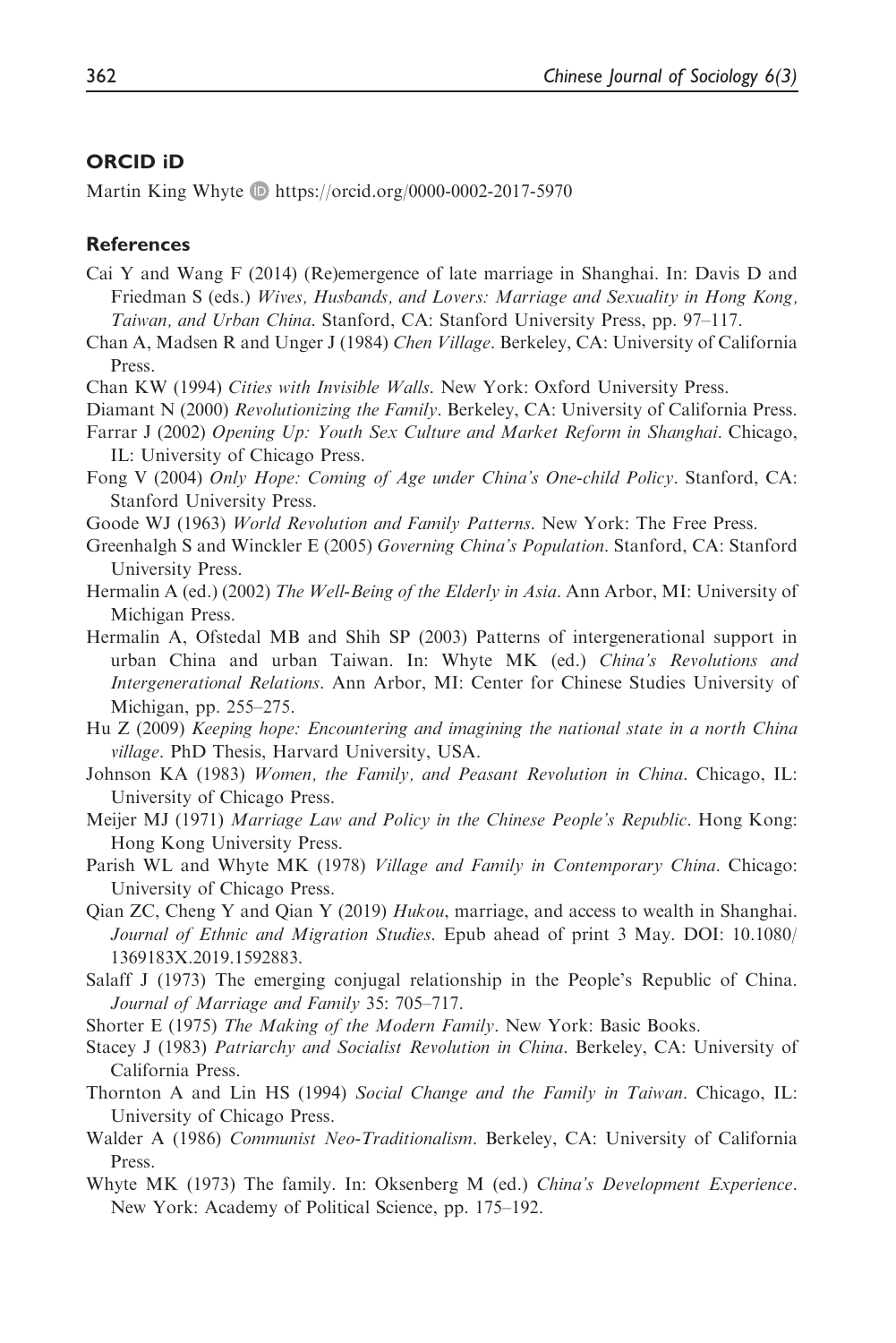## ORCID iD

Martin King Whyte https://orcid.org/0000-0002-2017-5970

## References

Cai Y and Wang F (2014) (Re)emergence of late marriage in Shanghai. In: Davis D and Friedman S (eds.) *Wives, Husbands, and Lovers: Marriage and Sexuality in Hong Kong, Taiwan, and Urban China*. Stanford, CA: Stanford University Press, pp. 97–117.

Chan A, Madsen R and Unger J (1984) *Chen Village*. Berkeley, CA: University of California Press.

Chan KW (1994) *Cities with Invisible Walls*. New York: Oxford University Press.

Diamant N (2000) *Revolutionizing the Family*. Berkeley, CA: University of California Press.

Farrar J (2002) *Opening Up: Youth Sex Culture and Market Reform in Shanghai*. Chicago, IL: University of Chicago Press.

Fong V (2004) *Only Hope: Coming of Age under China's One-child Policy*. Stanford, CA: Stanford University Press.

Goode WJ (1963) *World Revolution and Family Patterns*. New York: The Free Press.

Greenhalgh S and Winckler E (2005) *Governing China's Population*. Stanford, CA: Stanford University Press.

Hermalin A (ed.) (2002) *The Well-Being of the Elderly in Asia*. Ann Arbor, MI: University of Michigan Press.

Hermalin A, Ofstedal MB and Shih SP (2003) Patterns of intergenerational support in urban China and urban Taiwan. In: Whyte MK (ed.) *China's Revolutions and Intergenerational Relations*. Ann Arbor, MI: Center for Chinese Studies University of Michigan, pp. 255–275.

Hu Z (2009) *Keeping hope: Encountering and imagining the national state in a north China village*. PhD Thesis, Harvard University, USA.

Johnson KA (1983) *Women, the Family, and Peasant Revolution in China*. Chicago, IL: University of Chicago Press.

Meijer MJ (1971) *Marriage Law and Policy in the Chinese People's Republic*. Hong Kong: Hong Kong University Press.

Parish WL and Whyte MK (1978) *Village and Family in Contemporary China*. Chicago: University of Chicago Press.

Qian ZC, Cheng Y and Qian Y (2019) *Hukou*, marriage, and access to wealth in Shanghai. *Journal of Ethnic and Migration Studies*. Epub ahead of print 3 May. DOI: 10.1080/1369183X.2019.1592883.

Salaff J (1973) The emerging conjugal relationship in the People's Republic of China. *Journal of Marriage and Family* 35: 705–717.

Shorter E (1975) *The Making of the Modern Family*. New York: Basic Books.

Stacey J (1983) *Patriarchy and Socialist Revolution in China*. Berkeley, CA: University of California Press.

Thornton A and Lin HS (1994) *Social Change and the Family in Taiwan*. Chicago, IL: University of Chicago Press.

Walder A (1986) *Communist Neo-Traditionalism*. Berkeley, CA: University of California Press.

Whyte MK (1973) The family. In: Oksenberg M (ed.) *China's Development Experience*. New York: Academy of Political Science, pp. 175–192.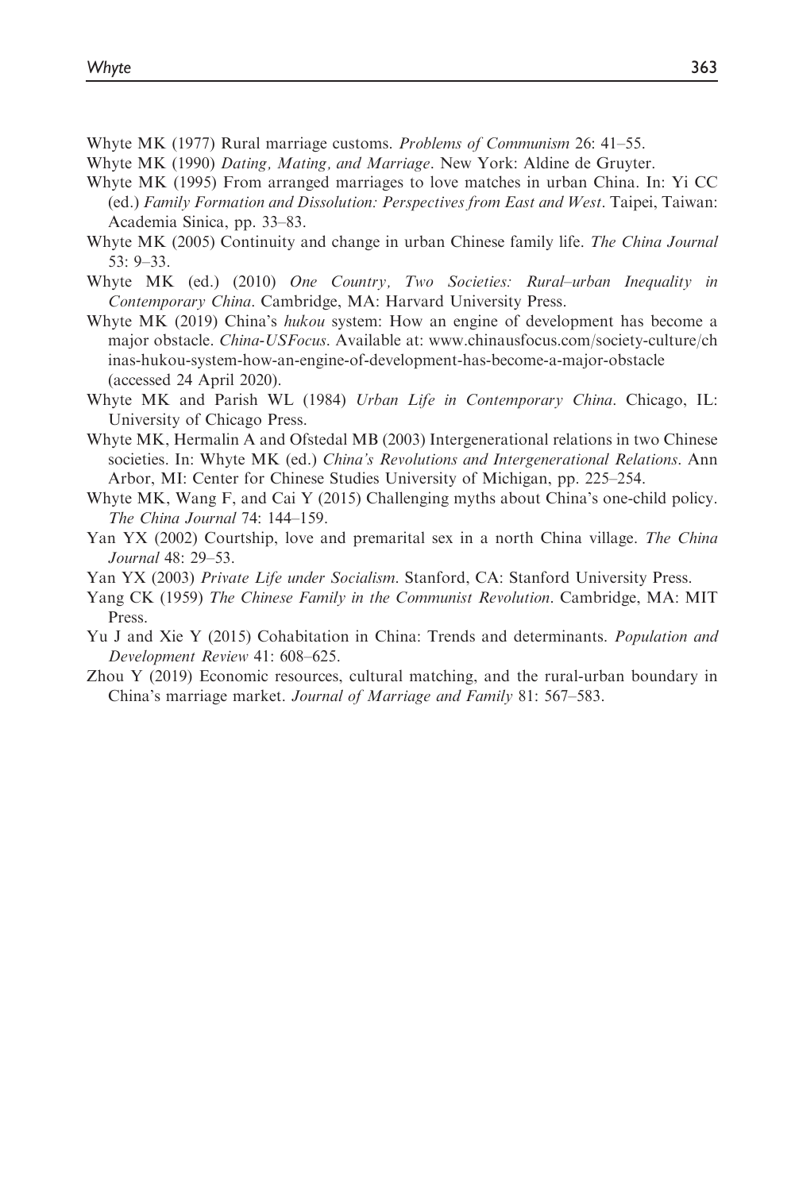Whyte MK (1977) Rural marriage customs. *Problems of Communism* 26: 41–55.

Whyte MK (1990) *Dating, Mating, and Marriage*. New York: Aldine de Gruyter.

Whyte MK (1995) From arranged marriages to love matches in urban China. In: Yi CC (ed.) *Family Formation and Dissolution: Perspectives from East and West*. Taipei, Taiwan: Academia Sinica, pp. 33–83.

Whyte MK (2005) Continuity and change in urban Chinese family life. *The China Journal* 53: 9–33.

Whyte MK (ed.) (2010) *One Country, Two Societies: Rural–urban Inequality in Contemporary China*. Cambridge, MA: Harvard University Press.

Whyte MK (2019) China's *hukou* system: How an engine of development has become a major obstacle. *China-USFocus*. Available at: www.chinausfocus.com/society-culture/chinas-hukou-system-how-an-engine-of-development-has-become-a-major-obstacle (accessed 24 April 2020).

Whyte MK and Parish WL (1984) *Urban Life in Contemporary China*. Chicago, IL: University of Chicago Press.

Whyte MK, Hermalin A and Ofstedal MB (2003) Intergenerational relations in two Chinese societies. In: Whyte MK (ed.) *China's Revolutions and Intergenerational Relations*. Ann Arbor, MI: Center for Chinese Studies University of Michigan, pp. 225–254.

Whyte MK, Wang F, and Cai Y (2015) Challenging myths about China's one-child policy. *The China Journal* 74: 144–159.

Yan YX (2002) Courtship, love and premarital sex in a north China village. *The China Journal* 48: 29–53.

Yan YX (2003) *Private Life under Socialism*. Stanford, CA: Stanford University Press.

Yang CK (1959) *The Chinese Family in the Communist Revolution*. Cambridge, MA: MIT Press.

Yu J and Xie Y (2015) Cohabitation in China: Trends and determinants. *Population and Development Review* 41: 608–625.

Zhou Y (2019) Economic resources, cultural matching, and the rural-urban boundary in China's marriage market. *Journal of Marriage and Family* 81: 567–583.